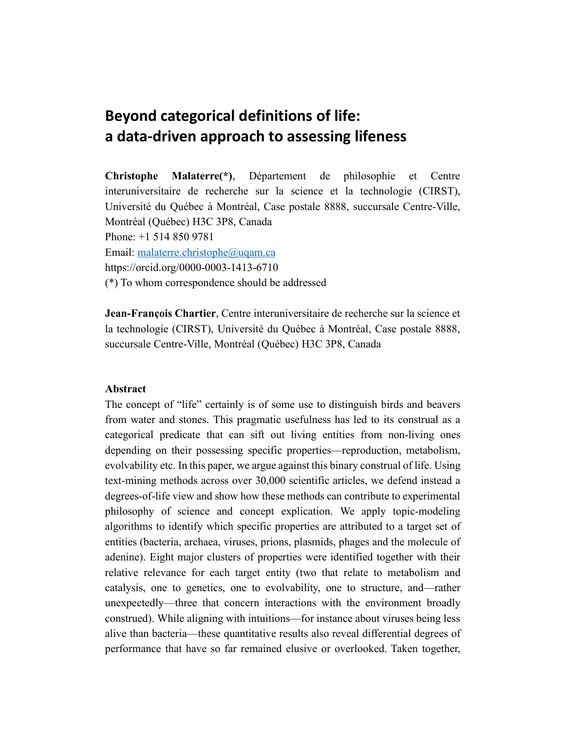# Beyond categorical definitions of life: a data-driven approach to assessing lifeness

**Christophe Malaterre(*)**, Département de philosophie et Centre interuniversitaire de recherche sur la science et la technologie (CIRST), Université du Québec à Montréal, Case postale 8888, succursale Centre-Ville, Montréal (Québec) H3C 3P8, Canada

Phone: +1 514 850 9781

Email: malaterre.christophe@uqam.ca

https://orcid.org/0000-0003-1413-6710

(*) To whom correspondence should be addressed

**Jean-François Chartier**, Centre interuniversitaire de recherche sur la science et la technologie (CIRST), Université du Québec à Montréal, Case postale 8888, succursale Centre-Ville, Montréal (Québec) H3C 3P8, Canada

**Abstract**

The concept of "life" certainly is of some use to distinguish birds and beavers from water and stones. This pragmatic usefulness has led to its construal as a categorical predicate that can sift out living entities from non-living ones depending on their possessing specific properties—reproduction, metabolism, evolvability etc. In this paper, we argue against this binary construal of life. Using text-mining methods across over 30,000 scientific articles, we defend instead a degrees-of-life view and show how these methods can contribute to experimental philosophy of science and concept explication. We apply topic-modeling algorithms to identify which specific properties are attributed to a target set of entities (bacteria, archaea, viruses, prions, plasmids, phages and the molecule of adenine). Eight major clusters of properties were identified together with their relative relevance for each target entity (two that relate to metabolism and catalysis, one to genetics, one to evolvability, one to structure, and—rather unexpectedly—three that concern interactions with the environment broadly construed). While aligning with intuitions—for instance about viruses being less alive than bacteria—these quantitative results also reveal differential degrees of performance that have so far remained elusive or overlooked. Taken together,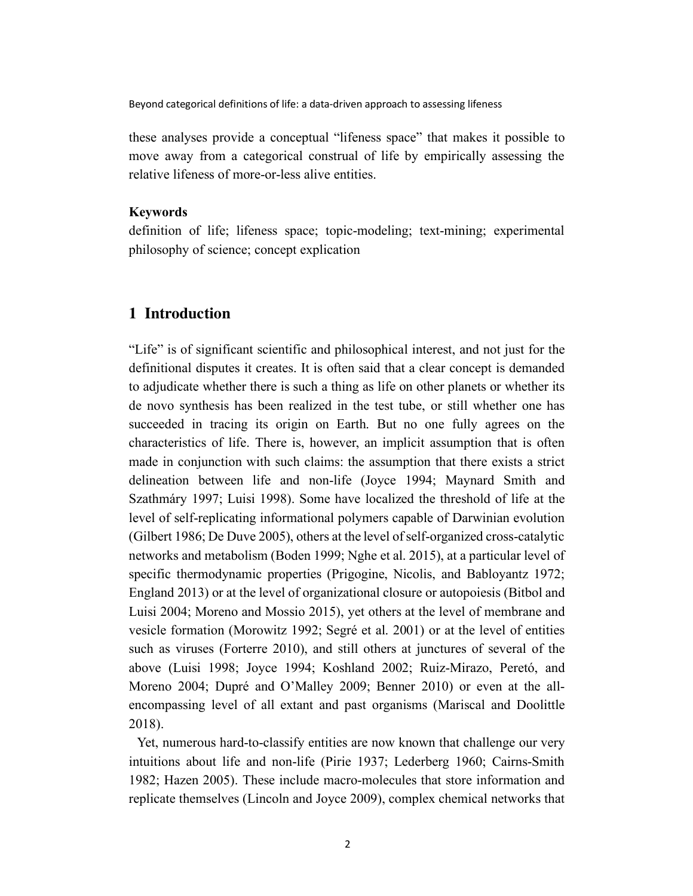these analyses provide a conceptual “lifeness space” that makes it possible to move away from a categorical construal of life by empirically assessing the relative lifeness of more-or-less alive entities.

**Keywords**

definition of life; lifeness space; topic-modeling; text-mining; experimental philosophy of science; concept explication

## 1 Introduction

“Life” is of significant scientific and philosophical interest, and not just for the definitional disputes it creates. It is often said that a clear concept is demanded to adjudicate whether there is such a thing as life on other planets or whether its de novo synthesis has been realized in the test tube, or still whether one has succeeded in tracing its origin on Earth. But no one fully agrees on the characteristics of life. There is, however, an implicit assumption that is often made in conjunction with such claims: the assumption that there exists a strict delineation between life and non-life (Joyce 1994; Maynard Smith and Szathmáry 1997; Luisi 1998). Some have localized the threshold of life at the level of self-replicating informational polymers capable of Darwinian evolution (Gilbert 1986; De Duve 2005), others at the level of self-organized cross-catalytic networks and metabolism (Boden 1999; Nghe et al. 2015), at a particular level of specific thermodynamic properties (Prigogine, Nicolis, and Babloyantz 1972; England 2013) or at the level of organizational closure or autopoiesis (Bitbol and Luisi 2004; Moreno and Mossio 2015), yet others at the level of membrane and vesicle formation (Morowitz 1992; Segré et al. 2001) or at the level of entities such as viruses (Forterre 2010), and still others at junctures of several of the above (Luisi 1998; Joyce 1994; Koshland 2002; Ruiz-Mirazo, Peretó, and Moreno 2004; Dupré and O’Malley 2009; Benner 2010) or even at the all-encompassing level of all extant and past organisms (Mariscal and Doolittle 2018).

Yet, numerous hard-to-classify entities are now known that challenge our very intuitions about life and non-life (Pirie 1937; Lederberg 1960; Cairns-Smith 1982; Hazen 2005). These include macro-molecules that store information and replicate themselves (Lincoln and Joyce 2009), complex chemical networks that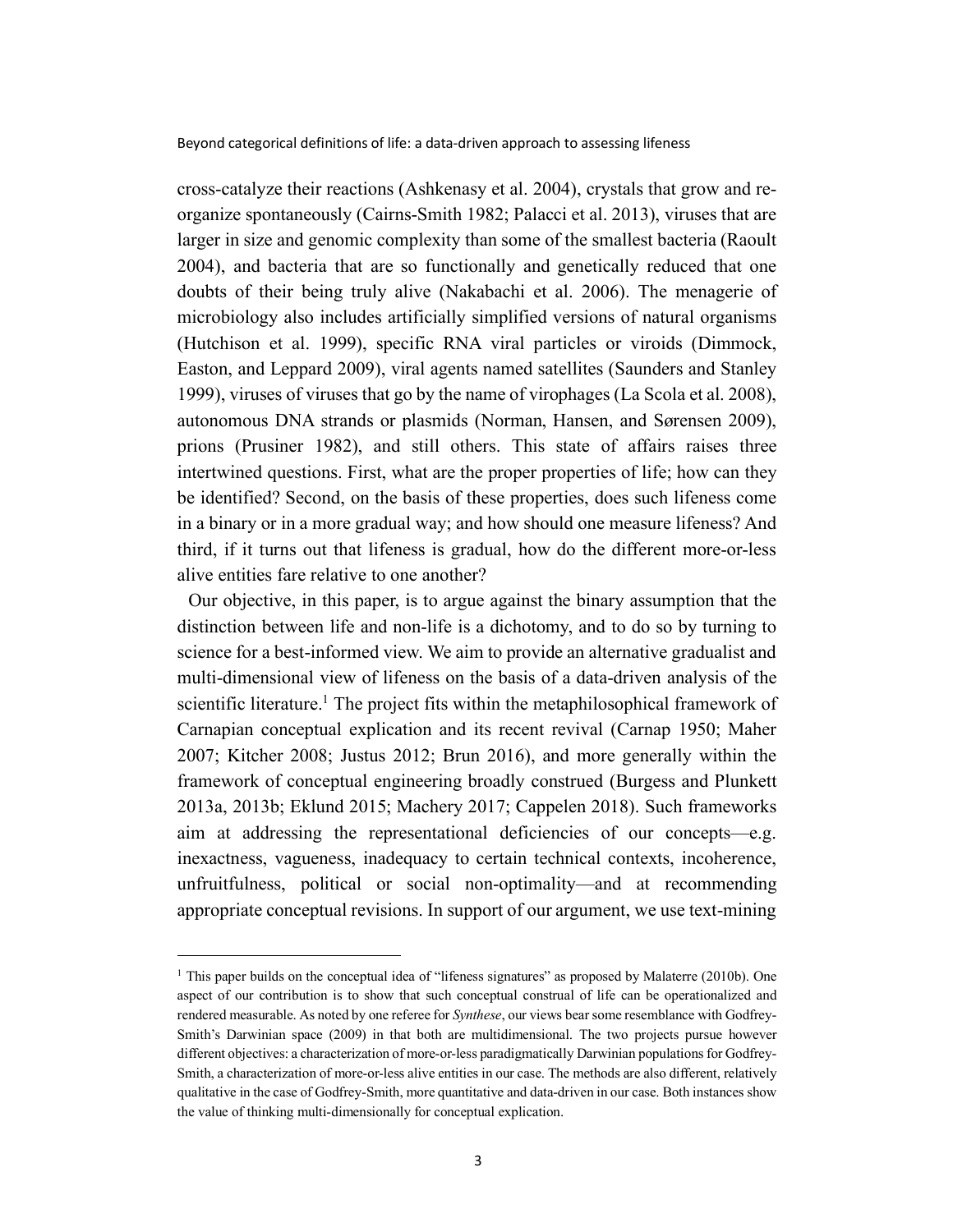cross-catalyze their reactions (Ashkenasy et al. 2004), crystals that grow and re-organize spontaneously (Cairns-Smith 1982; Palacci et al. 2013), viruses that are larger in size and genomic complexity than some of the smallest bacteria (Raoult 2004), and bacteria that are so functionally and genetically reduced that one doubts of their being truly alive (Nakabachi et al. 2006). The menagerie of microbiology also includes artificially simplified versions of natural organisms (Hutchison et al. 1999), specific RNA viral particles or viroids (Dimmock, Easton, and Leppard 2009), viral agents named satellites (Saunders and Stanley 1999), viruses of viruses that go by the name of virophages (La Scola et al. 2008), autonomous DNA strands or plasmids (Norman, Hansen, and Sørensen 2009), prions (Prusiner 1982), and still others. This state of affairs raises three intertwined questions. First, what are the proper properties of life; how can they be identified? Second, on the basis of these properties, does such lifeness come in a binary or in a more gradual way; and how should one measure lifeness? And third, if it turns out that lifeness is gradual, how do the different more-or-less alive entities fare relative to one another?

Our objective, in this paper, is to argue against the binary assumption that the distinction between life and non-life is a dichotomy, and to do so by turning to science for a best-informed view. We aim to provide an alternative gradualist and multi-dimensional view of lifeness on the basis of a data-driven analysis of the scientific literature.[1] The project fits within the metaphilosophical framework of Carnapian conceptual explication and its recent revival (Carnap 1950; Maher 2007; Kitcher 2008; Justus 2012; Brun 2016), and more generally within the framework of conceptual engineering broadly construed (Burgess and Plunkett 2013a, 2013b; Eklund 2015; Machery 2017; Cappelen 2018). Such frameworks aim at addressing the representational deficiencies of our concepts—e.g. inexactness, vagueness, inadequacy to certain technical contexts, incoherence, unfruitfulness, political or social non-optimality—and at recommending appropriate conceptual revisions. In support of our argument, we use text-mining

[1] This paper builds on the conceptual idea of "lifeness signatures" as proposed by Malaterre (2010b). One aspect of our contribution is to show that such conceptual construal of life can be operationalized and rendered measurable. As noted by one referee for *Synthese*, our views bear some resemblance with Godfrey-Smith's Darwinian space (2009) in that both are multidimensional. The two projects pursue however different objectives: a characterization of more-or-less paradigmatically Darwinian populations for Godfrey-Smith, a characterization of more-or-less alive entities in our case. The methods are also different, relatively qualitative in the case of Godfrey-Smith, more quantitative and data-driven in our case. Both instances show the value of thinking multi-dimensionally for conceptual explication.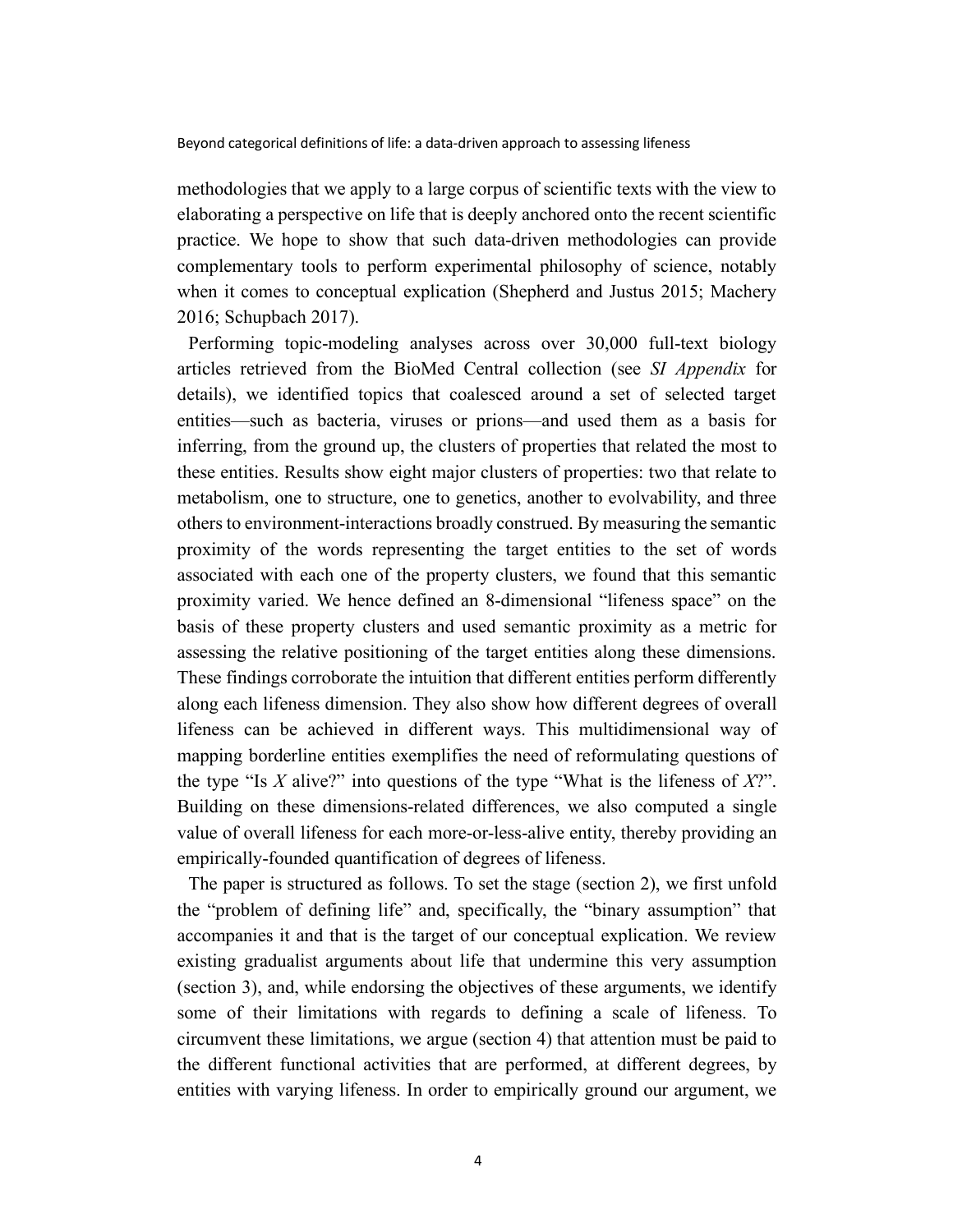methodologies that we apply to a large corpus of scientific texts with the view to elaborating a perspective on life that is deeply anchored onto the recent scientific practice. We hope to show that such data-driven methodologies can provide complementary tools to perform experimental philosophy of science, notably when it comes to conceptual explication (Shepherd and Justus 2015; Machery 2016; Schupbach 2017).

Performing topic-modeling analyses across over 30,000 full-text biology articles retrieved from the BioMed Central collection (see *SI Appendix* for details), we identified topics that coalesced around a set of selected target entities—such as bacteria, viruses or prions—and used them as a basis for inferring, from the ground up, the clusters of properties that related the most to these entities. Results show eight major clusters of properties: two that relate to metabolism, one to structure, one to genetics, another to evolvability, and three others to environment-interactions broadly construed. By measuring the semantic proximity of the words representing the target entities to the set of words associated with each one of the property clusters, we found that this semantic proximity varied. We hence defined an 8-dimensional "lifeness space" on the basis of these property clusters and used semantic proximity as a metric for assessing the relative positioning of the target entities along these dimensions. These findings corroborate the intuition that different entities perform differently along each lifeness dimension. They also show how different degrees of overall lifeness can be achieved in different ways. This multidimensional way of mapping borderline entities exemplifies the need of reformulating questions of the type "Is *X* alive?" into questions of the type "What is the lifeness of *X*?". Building on these dimensions-related differences, we also computed a single value of overall lifeness for each more-or-less-alive entity, thereby providing an empirically-founded quantification of degrees of lifeness.

The paper is structured as follows. To set the stage (section 2), we first unfold the "problem of defining life" and, specifically, the "binary assumption" that accompanies it and that is the target of our conceptual explication. We review existing gradualist arguments about life that undermine this very assumption (section 3), and, while endorsing the objectives of these arguments, we identify some of their limitations with regards to defining a scale of lifeness. To circumvent these limitations, we argue (section 4) that attention must be paid to the different functional activities that are performed, at different degrees, by entities with varying lifeness. In order to empirically ground our argument, we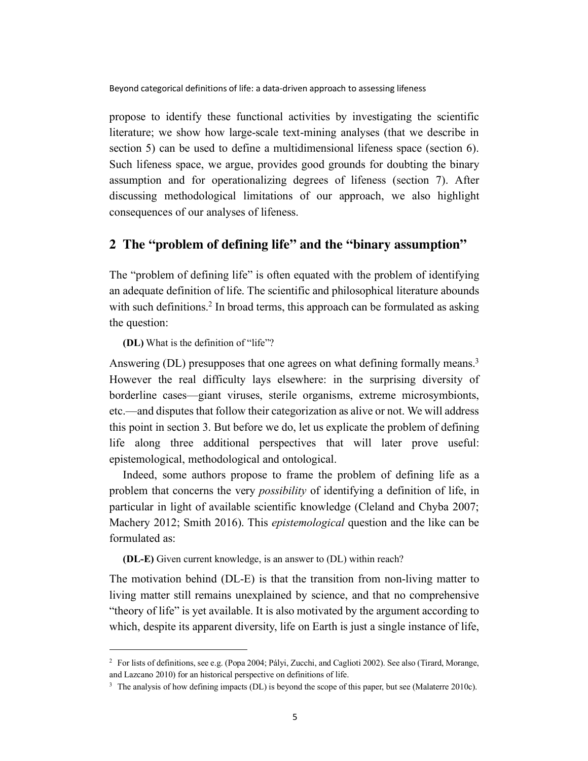propose to identify these functional activities by investigating the scientific literature; we show how large-scale text-mining analyses (that we describe in section 5) can be used to define a multidimensional lifeness space (section 6). Such lifeness space, we argue, provides good grounds for doubting the binary assumption and for operationalizing degrees of lifeness (section 7). After discussing methodological limitations of our approach, we also highlight consequences of our analyses of lifeness.

## 2 The "problem of defining life" and the "binary assumption"

The "problem of defining life" is often equated with the problem of identifying an adequate definition of life. The scientific and philosophical literature abounds with such definitions.[2] In broad terms, this approach can be formulated as asking the question:

**(DL)** What is the definition of "life"?

Answering (DL) presupposes that one agrees on what defining formally means.[3] However the real difficulty lays elsewhere: in the surprising diversity of borderline cases—giant viruses, sterile organisms, extreme microsymbionts, etc.—and disputes that follow their categorization as alive or not. We will address this point in section 3. But before we do, let us explicate the problem of defining life along three additional perspectives that will later prove useful: epistemological, methodological and ontological.

Indeed, some authors propose to frame the problem of defining life as a problem that concerns the very *possibility* of identifying a definition of life, in particular in light of available scientific knowledge (Cleland and Chyba 2007; Machery 2012; Smith 2016). This *epistemological* question and the like can be formulated as:

**(DL-E)** Given current knowledge, is an answer to (DL) within reach?

The motivation behind (DL-E) is that the transition from non-living matter to living matter still remains unexplained by science, and that no comprehensive "theory of life" is yet available. It is also motivated by the argument according to which, despite its apparent diversity, life on Earth is just a single instance of life,

---

[2] For lists of definitions, see e.g. (Popa 2004; Pályi, Zucchi, and Caglioti 2002). See also (Tirard, Morange, and Lazcano 2010) for an historical perspective on definitions of life.

[3] The analysis of how defining impacts (DL) is beyond the scope of this paper, but see (Malaterre 2010c).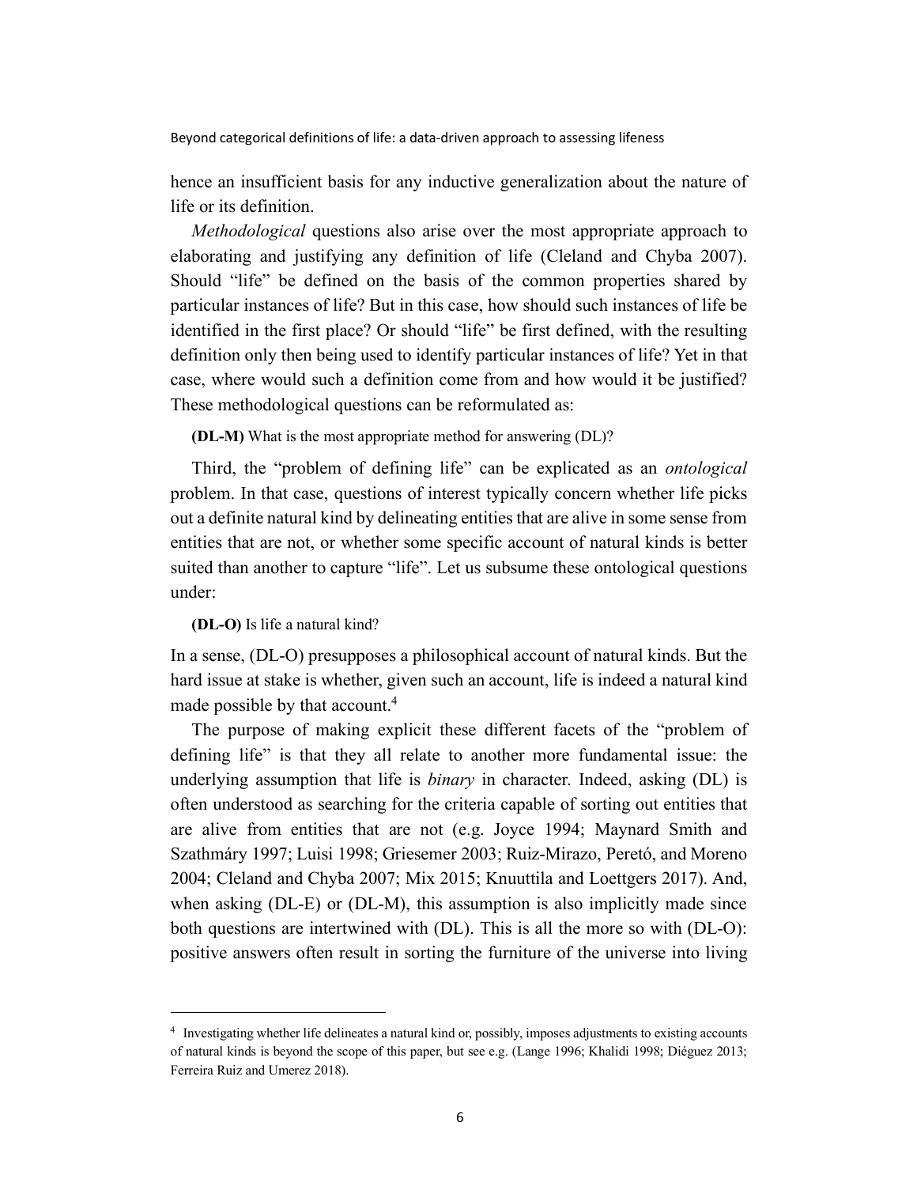hence an insufficient basis for any inductive generalization about the nature of life or its definition.

*Methodological* questions also arise over the most appropriate approach to elaborating and justifying any definition of life (Cleland and Chyba 2007). Should "life" be defined on the basis of the common properties shared by particular instances of life? But in this case, how should such instances of life be identified in the first place? Or should "life" be first defined, with the resulting definition only then being used to identify particular instances of life? Yet in that case, where would such a definition come from and how would it be justified? These methodological questions can be reformulated as:

**(DL-M)** What is the most appropriate method for answering (DL)?

Third, the "problem of defining life" can be explicated as an *ontological* problem. In that case, questions of interest typically concern whether life picks out a definite natural kind by delineating entities that are alive in some sense from entities that are not, or whether some specific account of natural kinds is better suited than another to capture "life". Let us subsume these ontological questions under:

**(DL-O)** Is life a natural kind?

In a sense, (DL-O) presupposes a philosophical account of natural kinds. But the hard issue at stake is whether, given such an account, life is indeed a natural kind made possible by that account.[4]

The purpose of making explicit these different facets of the "problem of defining life" is that they all relate to another more fundamental issue: the underlying assumption that life is *binary* in character. Indeed, asking (DL) is often understood as searching for the criteria capable of sorting out entities that are alive from entities that are not (e.g. Joyce 1994; Maynard Smith and Szathmáry 1997; Luisi 1998; Griesemer 2003; Ruiz-Mirazo, Peretó, and Moreno 2004; Cleland and Chyba 2007; Mix 2015; Knuuttila and Loettgers 2017). And, when asking (DL-E) or (DL-M), this assumption is also implicitly made since both questions are intertwined with (DL). This is all the more so with (DL-O): positive answers often result in sorting the furniture of the universe into living

[4] Investigating whether life delineates a natural kind or, possibly, imposes adjustments to existing accounts of natural kinds is beyond the scope of this paper, but see e.g. (Lange 1996; Khalidi 1998; Diéguez 2013; Ferreira Ruiz and Umerez 2018).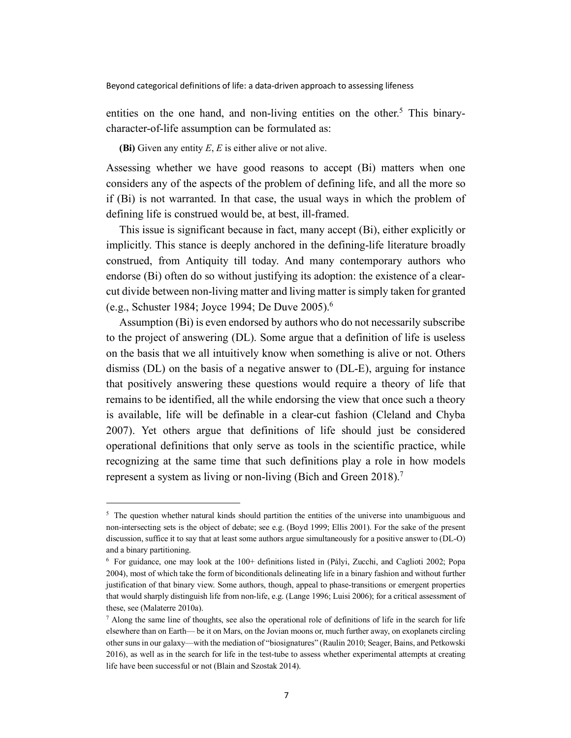entities on the one hand, and non-living entities on the other.[5] This binary-character-of-life assumption can be formulated as:

**(Bi)** Given any entity *E*, *E* is either alive or not alive.

Assessing whether we have good reasons to accept (Bi) matters when one considers any of the aspects of the problem of defining life, and all the more so if (Bi) is not warranted. In that case, the usual ways in which the problem of defining life is construed would be, at best, ill-framed.

This issue is significant because in fact, many accept (Bi), either explicitly or implicitly. This stance is deeply anchored in the defining-life literature broadly construed, from Antiquity till today. And many contemporary authors who endorse (Bi) often do so without justifying its adoption: the existence of a clear-cut divide between non-living matter and living matter is simply taken for granted (e.g., Schuster 1984; Joyce 1994; De Duve 2005).[6]

Assumption (Bi) is even endorsed by authors who do not necessarily subscribe to the project of answering (DL). Some argue that a definition of life is useless on the basis that we all intuitively know when something is alive or not. Others dismiss (DL) on the basis of a negative answer to (DL-E), arguing for instance that positively answering these questions would require a theory of life that remains to be identified, all the while endorsing the view that once such a theory is available, life will be definable in a clear-cut fashion (Cleland and Chyba 2007). Yet others argue that definitions of life should just be considered operational definitions that only serve as tools in the scientific practice, while recognizing at the same time that such definitions play a role in how models represent a system as living or non-living (Bich and Green 2018).[7]

---

[5] The question whether natural kinds should partition the entities of the universe into unambiguous and non-intersecting sets is the object of debate; see e.g. (Boyd 1999; Ellis 2001). For the sake of the present discussion, suffice it to say that at least some authors argue simultaneously for a positive answer to (DL-O) and a binary partitioning.

[6] For guidance, one may look at the 100+ definitions listed in (Pályi, Zucchi, and Caglioti 2002; Popa 2004), most of which take the form of biconditionals delineating life in a binary fashion and without further justification of that binary view. Some authors, though, appeal to phase-transitions or emergent properties that would sharply distinguish life from non-life, e.g. (Lange 1996; Luisi 2006); for a critical assessment of these, see (Malaterre 2010a).

[7] Along the same line of thoughts, see also the operational role of definitions of life in the search for life elsewhere than on Earth— be it on Mars, on the Jovian moons or, much further away, on exoplanets circling other suns in our galaxy—with the mediation of "biosignatures" (Raulin 2010; Seager, Bains, and Petkowski 2016), as well as in the search for life in the test-tube to assess whether experimental attempts at creating life have been successful or not (Blain and Szostak 2014).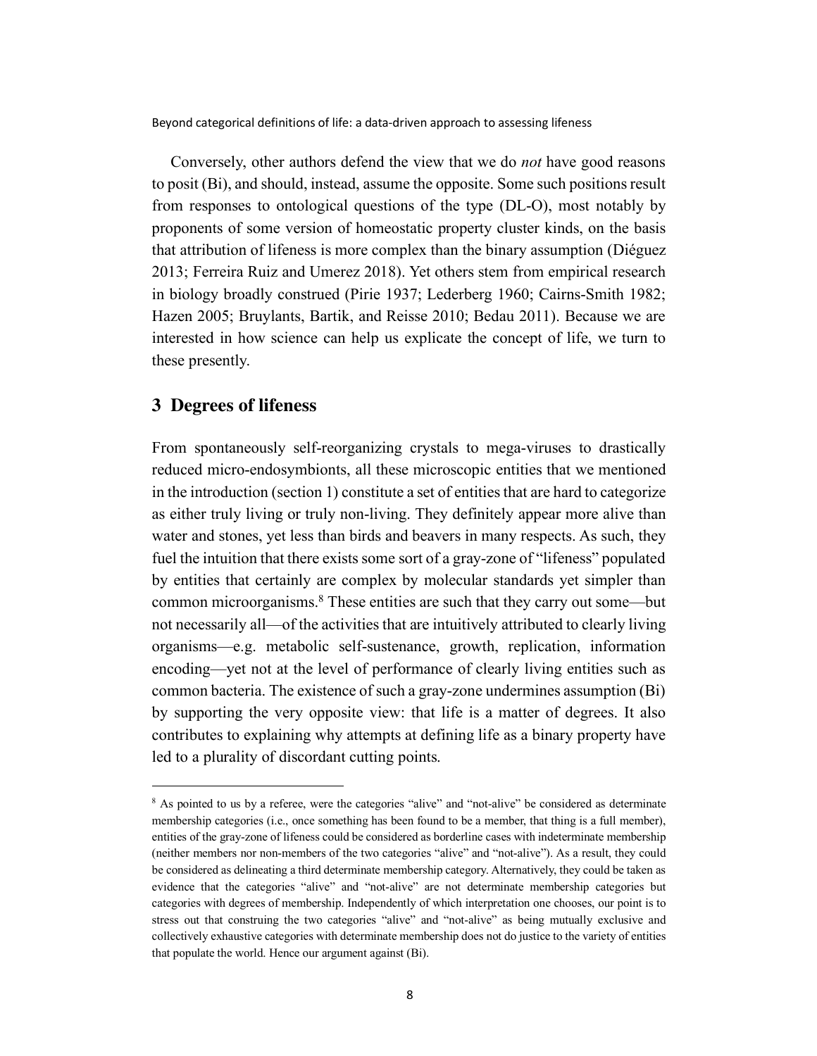Conversely, other authors defend the view that we do *not* have good reasons to posit (Bi), and should, instead, assume the opposite. Some such positions result from responses to ontological questions of the type (DL-O), most notably by proponents of some version of homeostatic property cluster kinds, on the basis that attribution of lifeness is more complex than the binary assumption (Diéguez 2013; Ferreira Ruiz and Umerez 2018). Yet others stem from empirical research in biology broadly construed (Pirie 1937; Lederberg 1960; Cairns-Smith 1982; Hazen 2005; Bruylants, Bartik, and Reisse 2010; Bedau 2011). Because we are interested in how science can help us explicate the concept of life, we turn to these presently.

## 3 Degrees of lifeness

From spontaneously self-reorganizing crystals to mega-viruses to drastically reduced micro-endosymbionts, all these microscopic entities that we mentioned in the introduction (section 1) constitute a set of entities that are hard to categorize as either truly living or truly non-living. They definitely appear more alive than water and stones, yet less than birds and beavers in many respects. As such, they fuel the intuition that there exists some sort of a gray-zone of "lifeness" populated by entities that certainly are complex by molecular standards yet simpler than common microorganisms.[8] These entities are such that they carry out some—but not necessarily all—of the activities that are intuitively attributed to clearly living organisms—e.g. metabolic self-sustenance, growth, replication, information encoding—yet not at the level of performance of clearly living entities such as common bacteria. The existence of such a gray-zone undermines assumption (Bi) by supporting the very opposite view: that life is a matter of degrees. It also contributes to explaining why attempts at defining life as a binary property have led to a plurality of discordant cutting points.

[8] As pointed to us by a referee, were the categories "alive" and "not-alive" be considered as determinate membership categories (i.e., once something has been found to be a member, that thing is a full member), entities of the gray-zone of lifeness could be considered as borderline cases with indeterminate membership (neither members nor non-members of the two categories "alive" and "not-alive"). As a result, they could be considered as delineating a third determinate membership category. Alternatively, they could be taken as evidence that the categories "alive" and "not-alive" are not determinate membership categories but categories with degrees of membership. Independently of which interpretation one chooses, our point is to stress out that construing the two categories "alive" and "not-alive" as being mutually exclusive and collectively exhaustive categories with determinate membership does not do justice to the variety of entities that populate the world. Hence our argument against (Bi).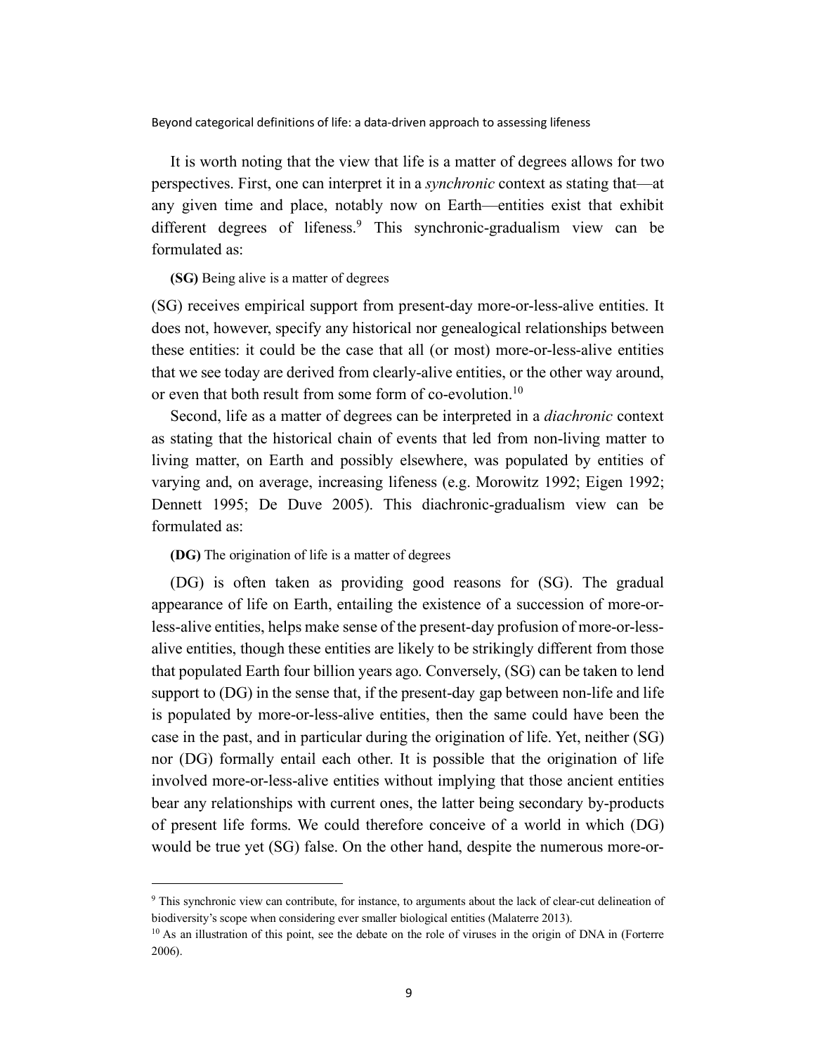It is worth noting that the view that life is a matter of degrees allows for two perspectives. First, one can interpret it in a *synchronic* context as stating that—at any given time and place, notably now on Earth—entities exist that exhibit different degrees of lifeness.[9] This synchronic-gradualism view can be formulated as:

**(SG)** Being alive is a matter of degrees

(SG) receives empirical support from present-day more-or-less-alive entities. It does not, however, specify any historical nor genealogical relationships between these entities: it could be the case that all (or most) more-or-less-alive entities that we see today are derived from clearly-alive entities, or the other way around, or even that both result from some form of co-evolution.[10]

Second, life as a matter of degrees can be interpreted in a *diachronic* context as stating that the historical chain of events that led from non-living matter to living matter, on Earth and possibly elsewhere, was populated by entities of varying and, on average, increasing lifeness (e.g. Morowitz 1992; Eigen 1992; Dennett 1995; De Duve 2005). This diachronic-gradualism view can be formulated as:

**(DG)** The origination of life is a matter of degrees

(DG) is often taken as providing good reasons for (SG). The gradual appearance of life on Earth, entailing the existence of a succession of more-or-less-alive entities, helps make sense of the present-day profusion of more-or-less-alive entities, though these entities are likely to be strikingly different from those that populated Earth four billion years ago. Conversely, (SG) can be taken to lend support to (DG) in the sense that, if the present-day gap between non-life and life is populated by more-or-less-alive entities, then the same could have been the case in the past, and in particular during the origination of life. Yet, neither (SG) nor (DG) formally entail each other. It is possible that the origination of life involved more-or-less-alive entities without implying that those ancient entities bear any relationships with current ones, the latter being secondary by-products of present life forms. We could therefore conceive of a world in which (DG) would be true yet (SG) false. On the other hand, despite the numerous more-or-

[9] This synchronic view can contribute, for instance, to arguments about the lack of clear-cut delineation of biodiversity's scope when considering ever smaller biological entities (Malaterre 2013).

[10] As an illustration of this point, see the debate on the role of viruses in the origin of DNA in (Forterre 2006).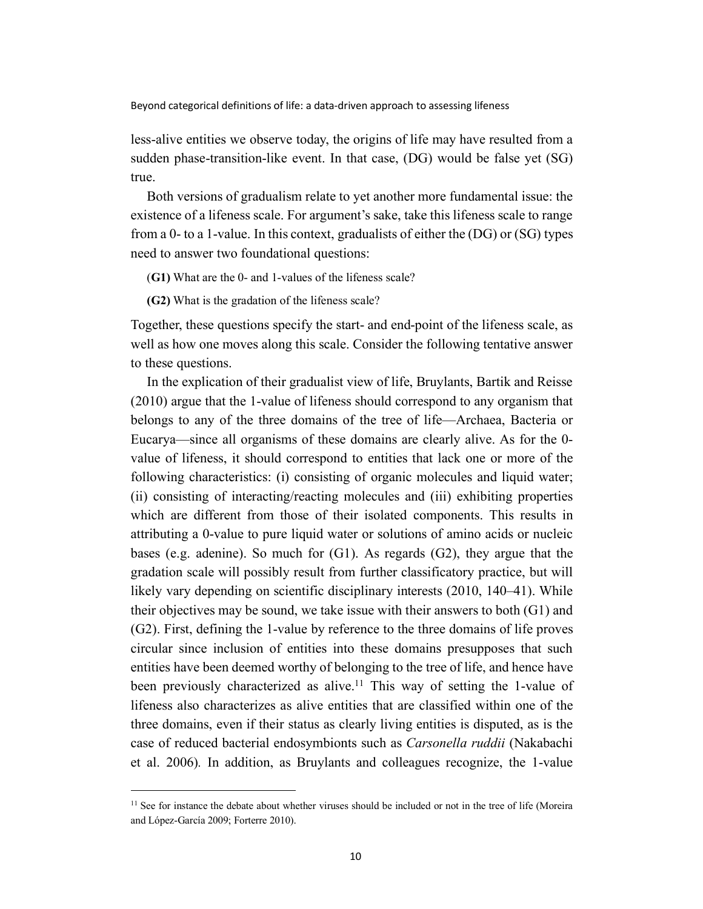less-alive entities we observe today, the origins of life may have resulted from a sudden phase-transition-like event. In that case, (DG) would be false yet (SG) true.

Both versions of gradualism relate to yet another more fundamental issue: the existence of a lifeness scale. For argument's sake, take this lifeness scale to range from a 0- to a 1-value. In this context, gradualists of either the (DG) or (SG) types need to answer two foundational questions:

(**G1)** What are the 0- and 1-values of the lifeness scale?

**(G2)** What is the gradation of the lifeness scale?

Together, these questions specify the start- and end-point of the lifeness scale, as well as how one moves along this scale. Consider the following tentative answer to these questions.

In the explication of their gradualist view of life, Bruylants, Bartik and Reisse (2010) argue that the 1-value of lifeness should correspond to any organism that belongs to any of the three domains of the tree of life—Archaea, Bacteria or Eucarya—since all organisms of these domains are clearly alive. As for the 0-value of lifeness, it should correspond to entities that lack one or more of the following characteristics: (i) consisting of organic molecules and liquid water; (ii) consisting of interacting/reacting molecules and (iii) exhibiting properties which are different from those of their isolated components. This results in attributing a 0-value to pure liquid water or solutions of amino acids or nucleic bases (e.g. adenine). So much for (G1). As regards (G2), they argue that the gradation scale will possibly result from further classificatory practice, but will likely vary depending on scientific disciplinary interests (2010, 140–41). While their objectives may be sound, we take issue with their answers to both (G1) and (G2). First, defining the 1-value by reference to the three domains of life proves circular since inclusion of entities into these domains presupposes that such entities have been deemed worthy of belonging to the tree of life, and hence have been previously characterized as alive.[11] This way of setting the 1-value of lifeness also characterizes as alive entities that are classified within one of the three domains, even if their status as clearly living entities is disputed, as is the case of reduced bacterial endosymbionts such as *Carsonella ruddii* (Nakabachi et al. 2006). In addition, as Bruylants and colleagues recognize, the 1-value

[11] See for instance the debate about whether viruses should be included or not in the tree of life (Moreira and López-García 2009; Forterre 2010).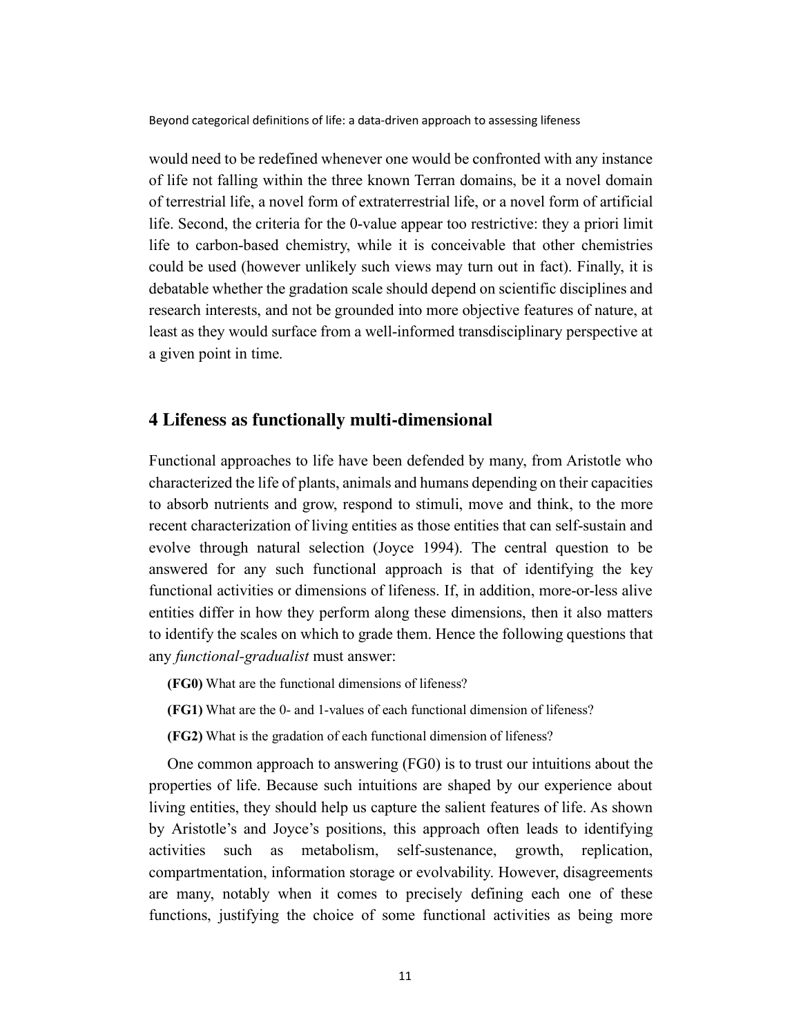would need to be redefined whenever one would be confronted with any instance of life not falling within the three known Terran domains, be it a novel domain of terrestrial life, a novel form of extraterrestrial life, or a novel form of artificial life. Second, the criteria for the 0-value appear too restrictive: they a priori limit life to carbon-based chemistry, while it is conceivable that other chemistries could be used (however unlikely such views may turn out in fact). Finally, it is debatable whether the gradation scale should depend on scientific disciplines and research interests, and not be grounded into more objective features of nature, at least as they would surface from a well-informed transdisciplinary perspective at a given point in time.

## 4 Lifeness as functionally multi-dimensional

Functional approaches to life have been defended by many, from Aristotle who characterized the life of plants, animals and humans depending on their capacities to absorb nutrients and grow, respond to stimuli, move and think, to the more recent characterization of living entities as those entities that can self-sustain and evolve through natural selection (Joyce 1994). The central question to be answered for any such functional approach is that of identifying the key functional activities or dimensions of lifeness. If, in addition, more-or-less alive entities differ in how they perform along these dimensions, then it also matters to identify the scales on which to grade them. Hence the following questions that any *functional-gradualist* must answer:

**(FG0)** What are the functional dimensions of lifeness?

**(FG1)** What are the 0- and 1-values of each functional dimension of lifeness?

**(FG2)** What is the gradation of each functional dimension of lifeness?

One common approach to answering (FG0) is to trust our intuitions about the properties of life. Because such intuitions are shaped by our experience about living entities, they should help us capture the salient features of life. As shown by Aristotle's and Joyce's positions, this approach often leads to identifying activities such as metabolism, self-sustenance, growth, replication, compartmentation, information storage or evolvability. However, disagreements are many, notably when it comes to precisely defining each one of these functions, justifying the choice of some functional activities as being more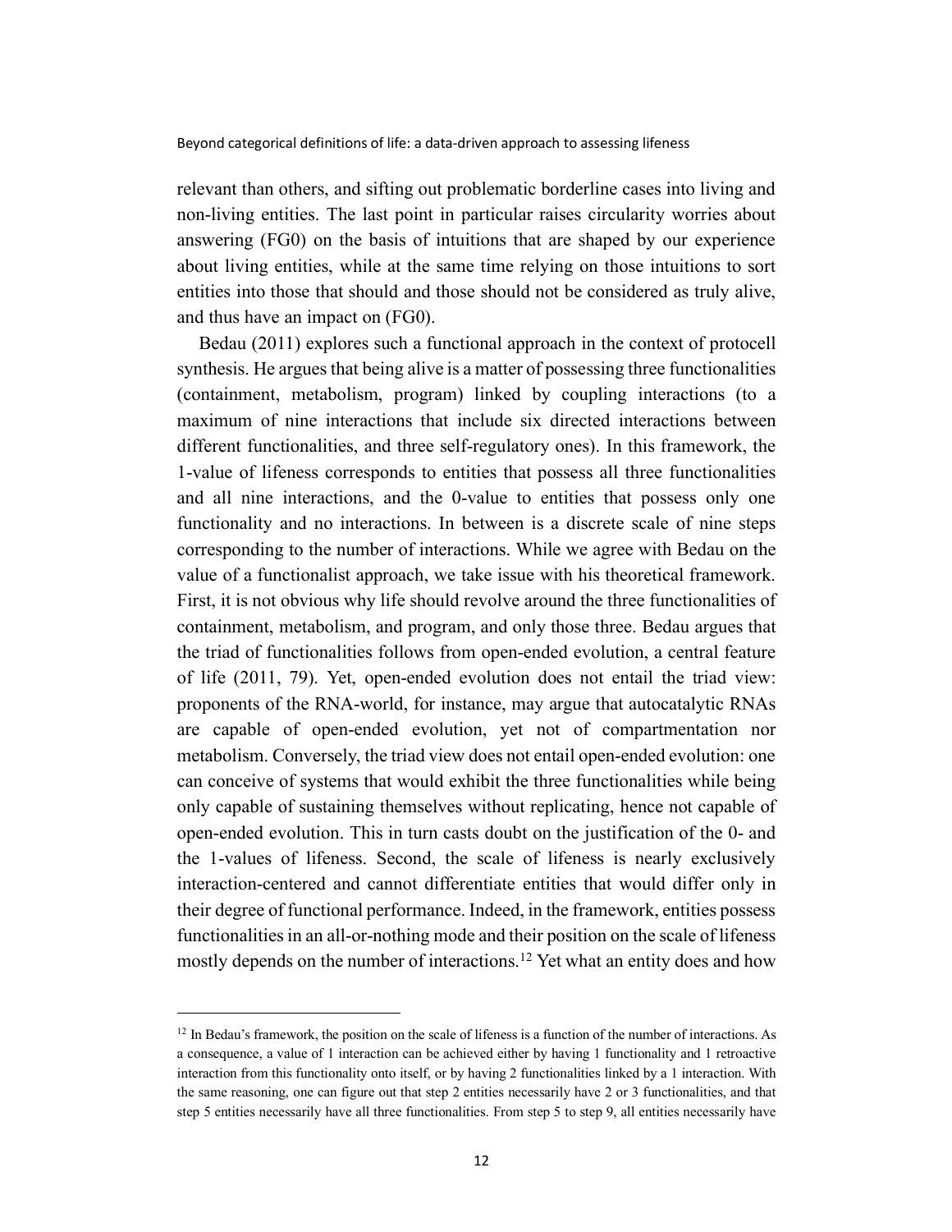relevant than others, and sifting out problematic borderline cases into living and non-living entities. The last point in particular raises circularity worries about answering (FG0) on the basis of intuitions that are shaped by our experience about living entities, while at the same time relying on those intuitions to sort entities into those that should and those should not be considered as truly alive, and thus have an impact on (FG0).

Bedau (2011) explores such a functional approach in the context of protocell synthesis. He argues that being alive is a matter of possessing three functionalities (containment, metabolism, program) linked by coupling interactions (to a maximum of nine interactions that include six directed interactions between different functionalities, and three self-regulatory ones). In this framework, the 1-value of lifeness corresponds to entities that possess all three functionalities and all nine interactions, and the 0-value to entities that possess only one functionality and no interactions. In between is a discrete scale of nine steps corresponding to the number of interactions. While we agree with Bedau on the value of a functionalist approach, we take issue with his theoretical framework. First, it is not obvious why life should revolve around the three functionalities of containment, metabolism, and program, and only those three. Bedau argues that the triad of functionalities follows from open-ended evolution, a central feature of life (2011, 79). Yet, open-ended evolution does not entail the triad view: proponents of the RNA-world, for instance, may argue that autocatalytic RNAs are capable of open-ended evolution, yet not of compartmentation nor metabolism. Conversely, the triad view does not entail open-ended evolution: one can conceive of systems that would exhibit the three functionalities while being only capable of sustaining themselves without replicating, hence not capable of open-ended evolution. This in turn casts doubt on the justification of the 0- and the 1-values of lifeness. Second, the scale of lifeness is nearly exclusively interaction-centered and cannot differentiate entities that would differ only in their degree of functional performance. Indeed, in the framework, entities possess functionalities in an all-or-nothing mode and their position on the scale of lifeness mostly depends on the number of interactions.[12] Yet what an entity does and how

[12] In Bedau's framework, the position on the scale of lifeness is a function of the number of interactions. As a consequence, a value of 1 interaction can be achieved either by having 1 functionality and 1 retroactive interaction from this functionality onto itself, or by having 2 functionalities linked by a 1 interaction. With the same reasoning, one can figure out that step 2 entities necessarily have 2 or 3 functionalities, and that step 5 entities necessarily have all three functionalities. From step 5 to step 9, all entities necessarily have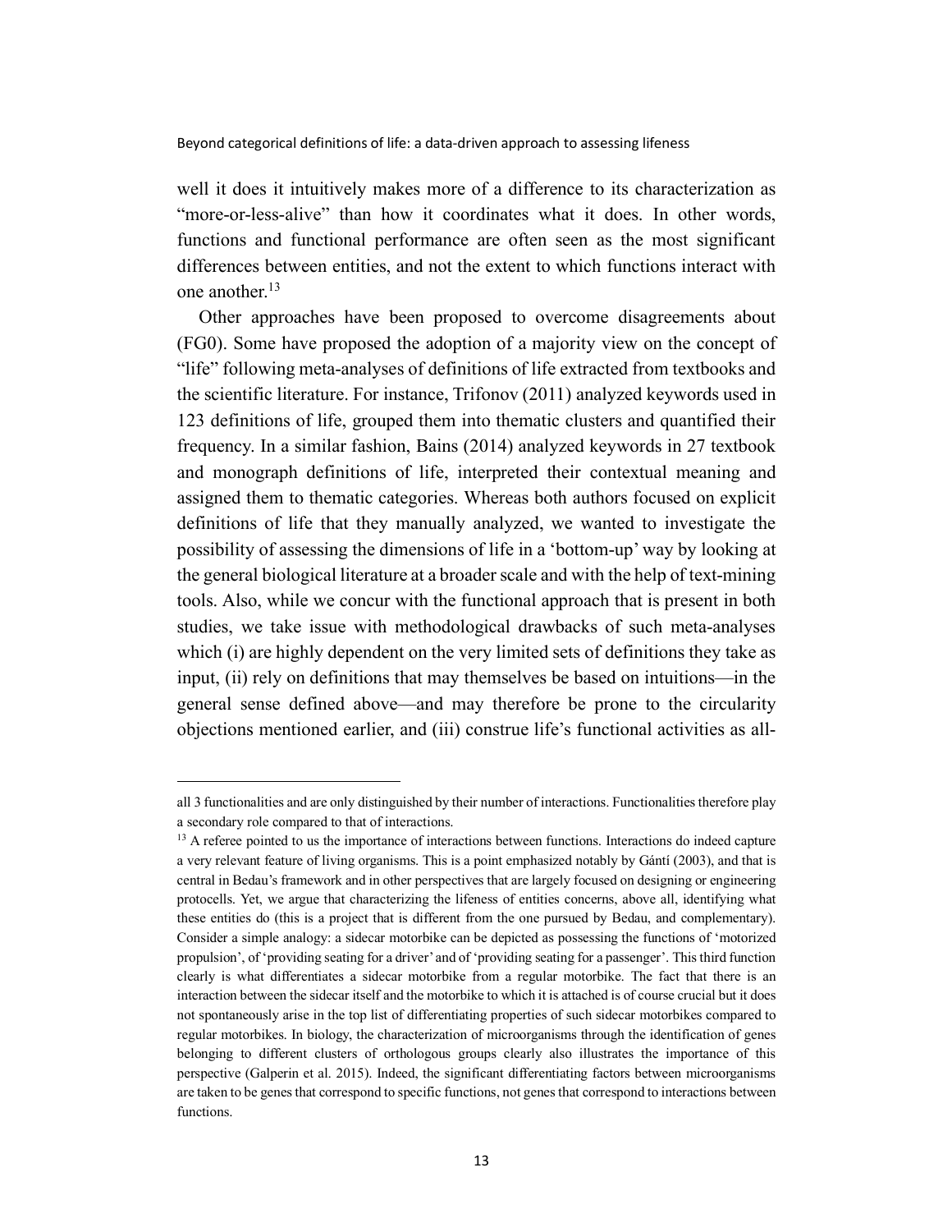well it does it intuitively makes more of a difference to its characterization as “more-or-less-alive” than how it coordinates what it does. In other words, functions and functional performance are often seen as the most significant differences between entities, and not the extent to which functions interact with one another.[13]

Other approaches have been proposed to overcome disagreements about (FG0). Some have proposed the adoption of a majority view on the concept of “life” following meta-analyses of definitions of life extracted from textbooks and the scientific literature. For instance, Trifonov (2011) analyzed keywords used in 123 definitions of life, grouped them into thematic clusters and quantified their frequency. In a similar fashion, Bains (2014) analyzed keywords in 27 textbook and monograph definitions of life, interpreted their contextual meaning and assigned them to thematic categories. Whereas both authors focused on explicit definitions of life that they manually analyzed, we wanted to investigate the possibility of assessing the dimensions of life in a ‘bottom-up’ way by looking at the general biological literature at a broader scale and with the help of text-mining tools. Also, while we concur with the functional approach that is present in both studies, we take issue with methodological drawbacks of such meta-analyses which (i) are highly dependent on the very limited sets of definitions they take as input, (ii) rely on definitions that may themselves be based on intuitions—in the general sense defined above—and may therefore be prone to the circularity objections mentioned earlier, and (iii) construe life’s functional activities as all-

---

all 3 functionalities and are only distinguished by their number of interactions. Functionalities therefore play a secondary role compared to that of interactions.

[13] A referee pointed to us the importance of interactions between functions. Interactions do indeed capture a very relevant feature of living organisms. This is a point emphasized notably by Gántí (2003), and that is central in Bedau’s framework and in other perspectives that are largely focused on designing or engineering protocells. Yet, we argue that characterizing the lifeness of entities concerns, above all, identifying what these entities do (this is a project that is different from the one pursued by Bedau, and complementary). Consider a simple analogy: a sidecar motorbike can be depicted as possessing the functions of ‘motorized propulsion’, of ‘providing seating for a driver’ and of ‘providing seating for a passenger’. This third function clearly is what differentiates a sidecar motorbike from a regular motorbike. The fact that there is an interaction between the sidecar itself and the motorbike to which it is attached is of course crucial but it does not spontaneously arise in the top list of differentiating properties of such sidecar motorbikes compared to regular motorbikes. In biology, the characterization of microorganisms through the identification of genes belonging to different clusters of orthologous groups clearly also illustrates the importance of this perspective (Galperin et al. 2015). Indeed, the significant differentiating factors between microorganisms are taken to be genes that correspond to specific functions, not genes that correspond to interactions between functions.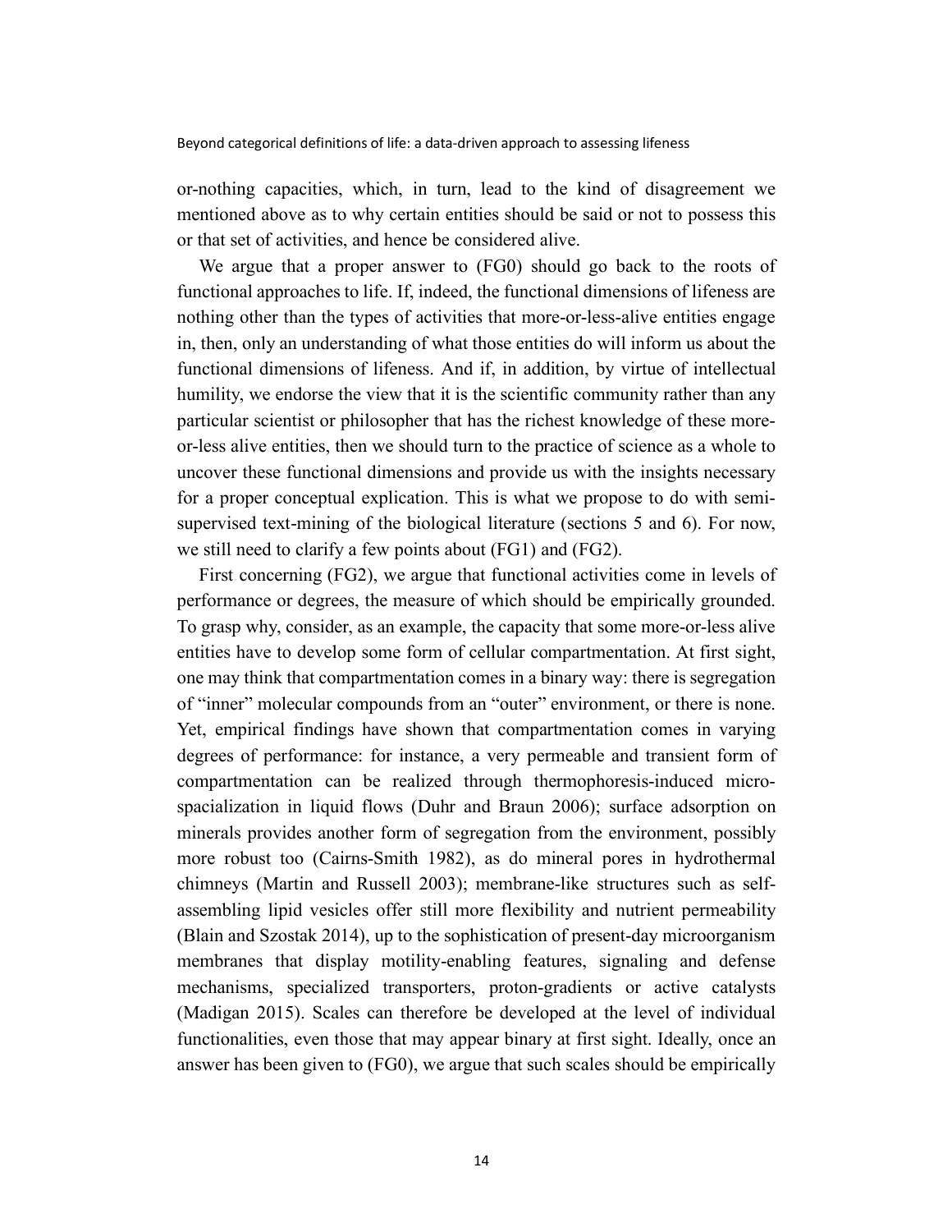or-nothing capacities, which, in turn, lead to the kind of disagreement we mentioned above as to why certain entities should be said or not to possess this or that set of activities, and hence be considered alive.

We argue that a proper answer to (FG0) should go back to the roots of functional approaches to life. If, indeed, the functional dimensions of lifeness are nothing other than the types of activities that more-or-less-alive entities engage in, then, only an understanding of what those entities do will inform us about the functional dimensions of lifeness. And if, in addition, by virtue of intellectual humility, we endorse the view that it is the scientific community rather than any particular scientist or philosopher that has the richest knowledge of these more-or-less alive entities, then we should turn to the practice of science as a whole to uncover these functional dimensions and provide us with the insights necessary for a proper conceptual explication. This is what we propose to do with semi-supervised text-mining of the biological literature (sections 5 and 6). For now, we still need to clarify a few points about (FG1) and (FG2).

First concerning (FG2), we argue that functional activities come in levels of performance or degrees, the measure of which should be empirically grounded. To grasp why, consider, as an example, the capacity that some more-or-less alive entities have to develop some form of cellular compartmentation. At first sight, one may think that compartmentation comes in a binary way: there is segregation of "inner" molecular compounds from an "outer" environment, or there is none. Yet, empirical findings have shown that compartmentation comes in varying degrees of performance: for instance, a very permeable and transient form of compartmentation can be realized through thermophoresis-induced micro-spacialization in liquid flows (Duhr and Braun 2006); surface adsorption on minerals provides another form of segregation from the environment, possibly more robust too (Cairns-Smith 1982), as do mineral pores in hydrothermal chimneys (Martin and Russell 2003); membrane-like structures such as self-assembling lipid vesicles offer still more flexibility and nutrient permeability (Blain and Szostak 2014), up to the sophistication of present-day microorganism membranes that display motility-enabling features, signaling and defense mechanisms, specialized transporters, proton-gradients or active catalysts (Madigan 2015). Scales can therefore be developed at the level of individual functionalities, even those that may appear binary at first sight. Ideally, once an answer has been given to (FG0), we argue that such scales should be empirically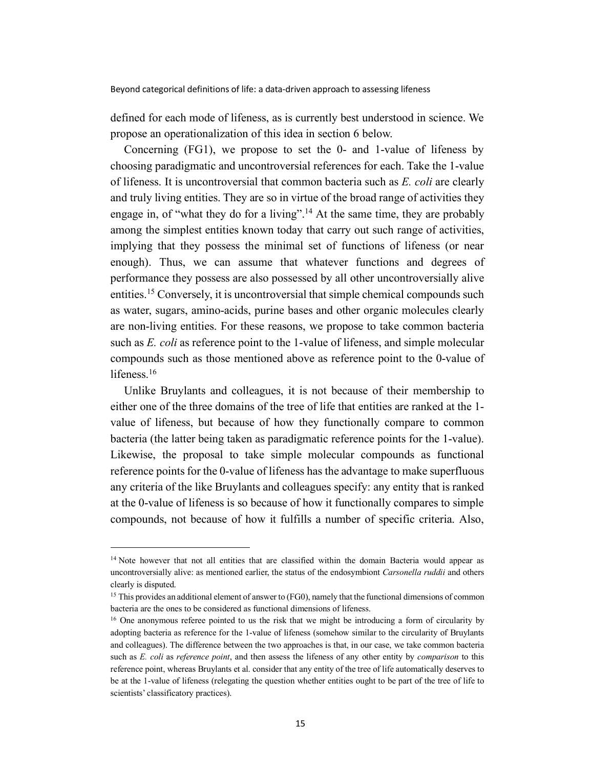defined for each mode of lifeness, as is currently best understood in science. We propose an operationalization of this idea in section 6 below.

Concerning (FG1), we propose to set the 0- and 1-value of lifeness by choosing paradigmatic and uncontroversial references for each. Take the 1-value of lifeness. It is uncontroversial that common bacteria such as *E. coli* are clearly and truly living entities. They are so in virtue of the broad range of activities they engage in, of "what they do for a living".[14] At the same time, they are probably among the simplest entities known today that carry out such range of activities, implying that they possess the minimal set of functions of lifeness (or near enough). Thus, we can assume that whatever functions and degrees of performance they possess are also possessed by all other uncontroversially alive entities.[15] Conversely, it is uncontroversial that simple chemical compounds such as water, sugars, amino-acids, purine bases and other organic molecules clearly are non-living entities. For these reasons, we propose to take common bacteria such as *E. coli* as reference point to the 1-value of lifeness, and simple molecular compounds such as those mentioned above as reference point to the 0-value of lifeness.[16]

Unlike Bruylants and colleagues, it is not because of their membership to either one of the three domains of the tree of life that entities are ranked at the 1-value of lifeness, but because of how they functionally compare to common bacteria (the latter being taken as paradigmatic reference points for the 1-value). Likewise, the proposal to take simple molecular compounds as functional reference points for the 0-value of lifeness has the advantage to make superfluous any criteria of the like Bruylants and colleagues specify: any entity that is ranked at the 0-value of lifeness is so because of how it functionally compares to simple compounds, not because of how it fulfills a number of specific criteria. Also,

---

[14] Note however that not all entities that are classified within the domain Bacteria would appear as uncontroversially alive: as mentioned earlier, the status of the endosymbiont *Carsonella ruddii* and others clearly is disputed.

[15] This provides an additional element of answer to (FG0), namely that the functional dimensions of common bacteria are the ones to be considered as functional dimensions of lifeness.

[16] One anonymous referee pointed to us the risk that we might be introducing a form of circularity by adopting bacteria as reference for the 1-value of lifeness (somehow similar to the circularity of Bruylants and colleagues). The difference between the two approaches is that, in our case, we take common bacteria such as *E. coli* as *reference point*, and then assess the lifeness of any other entity by *comparison* to this reference point, whereas Bruylants et al. consider that any entity of the tree of life automatically deserves to be at the 1-value of lifeness (relegating the question whether entities ought to be part of the tree of life to scientists' classificatory practices).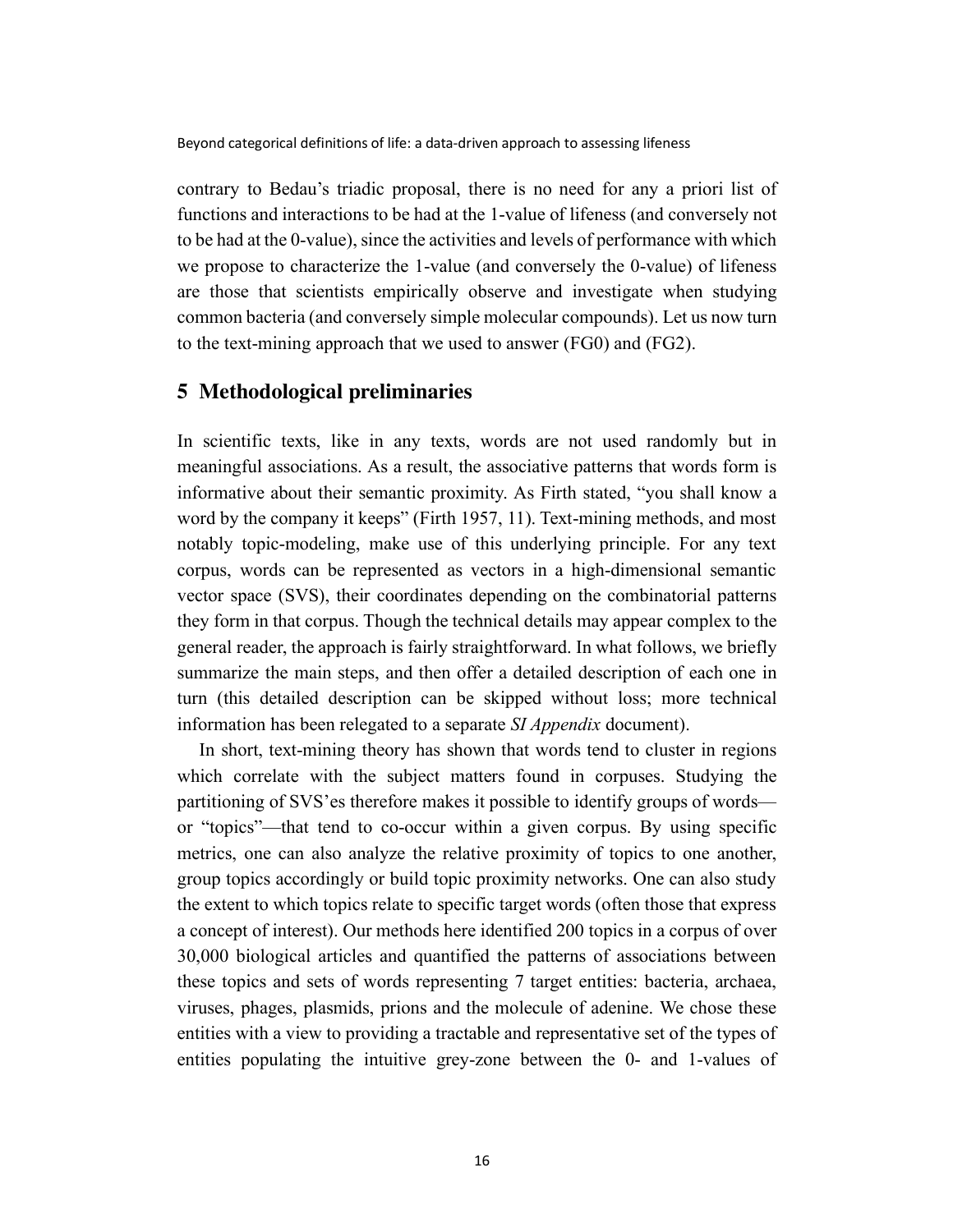contrary to Bedau's triadic proposal, there is no need for any a priori list of functions and interactions to be had at the 1-value of lifeness (and conversely not to be had at the 0-value), since the activities and levels of performance with which we propose to characterize the 1-value (and conversely the 0-value) of lifeness are those that scientists empirically observe and investigate when studying common bacteria (and conversely simple molecular compounds). Let us now turn to the text-mining approach that we used to answer (FG0) and (FG2).

## 5 Methodological preliminaries

In scientific texts, like in any texts, words are not used randomly but in meaningful associations. As a result, the associative patterns that words form is informative about their semantic proximity. As Firth stated, "you shall know a word by the company it keeps" (Firth 1957, 11). Text-mining methods, and most notably topic-modeling, make use of this underlying principle. For any text corpus, words can be represented as vectors in a high-dimensional semantic vector space (SVS), their coordinates depending on the combinatorial patterns they form in that corpus. Though the technical details may appear complex to the general reader, the approach is fairly straightforward. In what follows, we briefly summarize the main steps, and then offer a detailed description of each one in turn (this detailed description can be skipped without loss; more technical information has been relegated to a separate *SI Appendix* document).

In short, text-mining theory has shown that words tend to cluster in regions which correlate with the subject matters found in corpuses. Studying the partitioning of SVS'es therefore makes it possible to identify groups of words—or "topics"—that tend to co-occur within a given corpus. By using specific metrics, one can also analyze the relative proximity of topics to one another, group topics accordingly or build topic proximity networks. One can also study the extent to which topics relate to specific target words (often those that express a concept of interest). Our methods here identified 200 topics in a corpus of over 30,000 biological articles and quantified the patterns of associations between these topics and sets of words representing 7 target entities: bacteria, archaea, viruses, phages, plasmids, prions and the molecule of adenine. We chose these entities with a view to providing a tractable and representative set of the types of entities populating the intuitive grey-zone between the 0- and 1-values of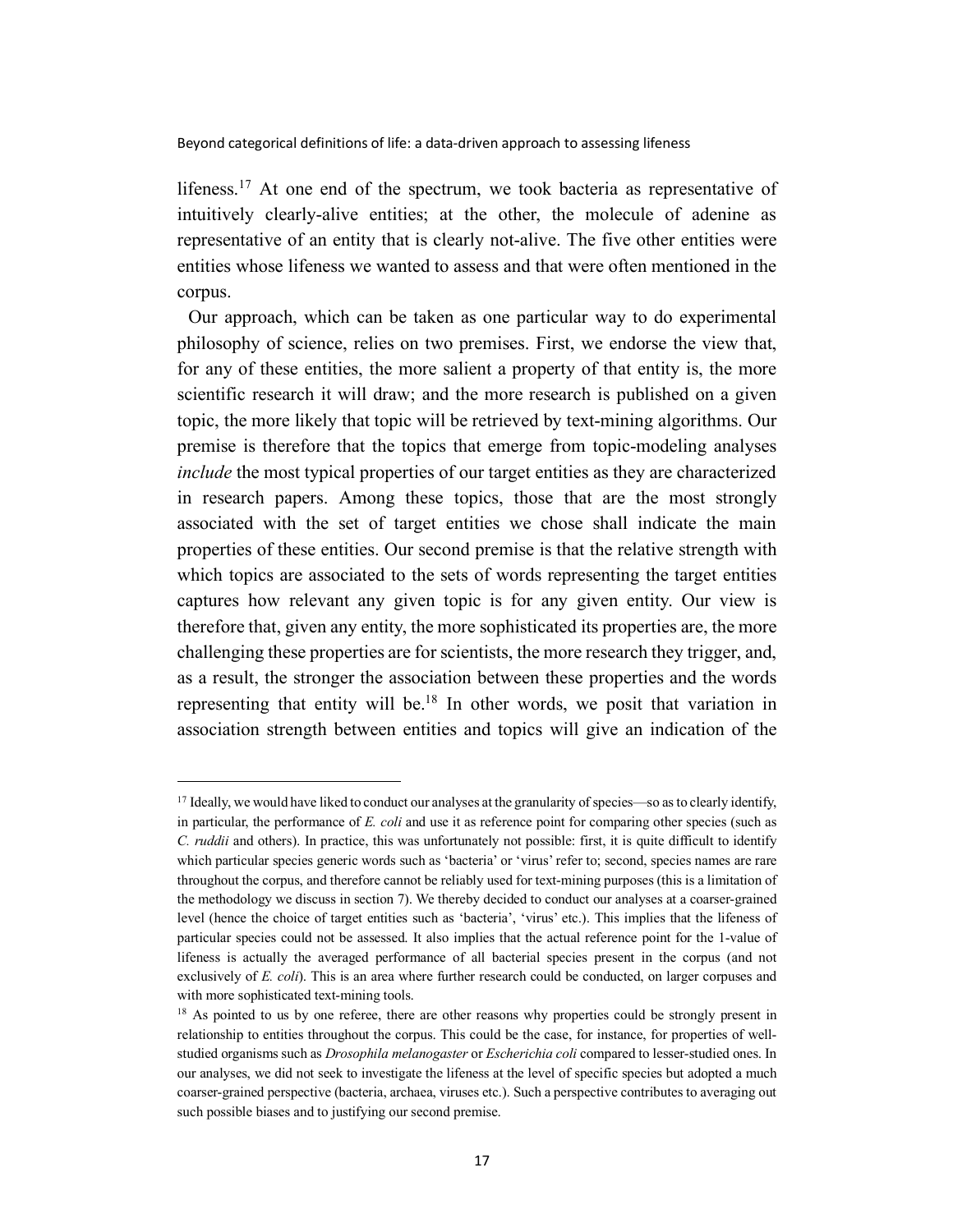lifeness.[17] At one end of the spectrum, we took bacteria as representative of intuitively clearly-alive entities; at the other, the molecule of adenine as representative of an entity that is clearly not-alive. The five other entities were entities whose lifeness we wanted to assess and that were often mentioned in the corpus.

Our approach, which can be taken as one particular way to do experimental philosophy of science, relies on two premises. First, we endorse the view that, for any of these entities, the more salient a property of that entity is, the more scientific research it will draw; and the more research is published on a given topic, the more likely that topic will be retrieved by text-mining algorithms. Our premise is therefore that the topics that emerge from topic-modeling analyses *include* the most typical properties of our target entities as they are characterized in research papers. Among these topics, those that are the most strongly associated with the set of target entities we chose shall indicate the main properties of these entities. Our second premise is that the relative strength with which topics are associated to the sets of words representing the target entities captures how relevant any given topic is for any given entity. Our view is therefore that, given any entity, the more sophisticated its properties are, the more challenging these properties are for scientists, the more research they trigger, and, as a result, the stronger the association between these properties and the words representing that entity will be.[18] In other words, we posit that variation in association strength between entities and topics will give an indication of the

---

[17] Ideally, we would have liked to conduct our analyses at the granularity of species—so as to clearly identify, in particular, the performance of *E. coli* and use it as reference point for comparing other species (such as *C. ruddii* and others). In practice, this was unfortunately not possible: first, it is quite difficult to identify which particular species generic words such as 'bacteria' or 'virus' refer to; second, species names are rare throughout the corpus, and therefore cannot be reliably used for text-mining purposes (this is a limitation of the methodology we discuss in section 7). We thereby decided to conduct our analyses at a coarser-grained level (hence the choice of target entities such as 'bacteria', 'virus' etc.). This implies that the lifeness of particular species could not be assessed. It also implies that the actual reference point for the 1-value of lifeness is actually the averaged performance of all bacterial species present in the corpus (and not exclusively of *E. coli*). This is an area where further research could be conducted, on larger corpuses and with more sophisticated text-mining tools.

[18] As pointed to us by one referee, there are other reasons why properties could be strongly present in relationship to entities throughout the corpus. This could be the case, for instance, for properties of well-studied organisms such as *Drosophila melanogaster* or *Escherichia coli* compared to lesser-studied ones. In our analyses, we did not seek to investigate the lifeness at the level of specific species but adopted a much coarser-grained perspective (bacteria, archaea, viruses etc.). Such a perspective contributes to averaging out such possible biases and to justifying our second premise.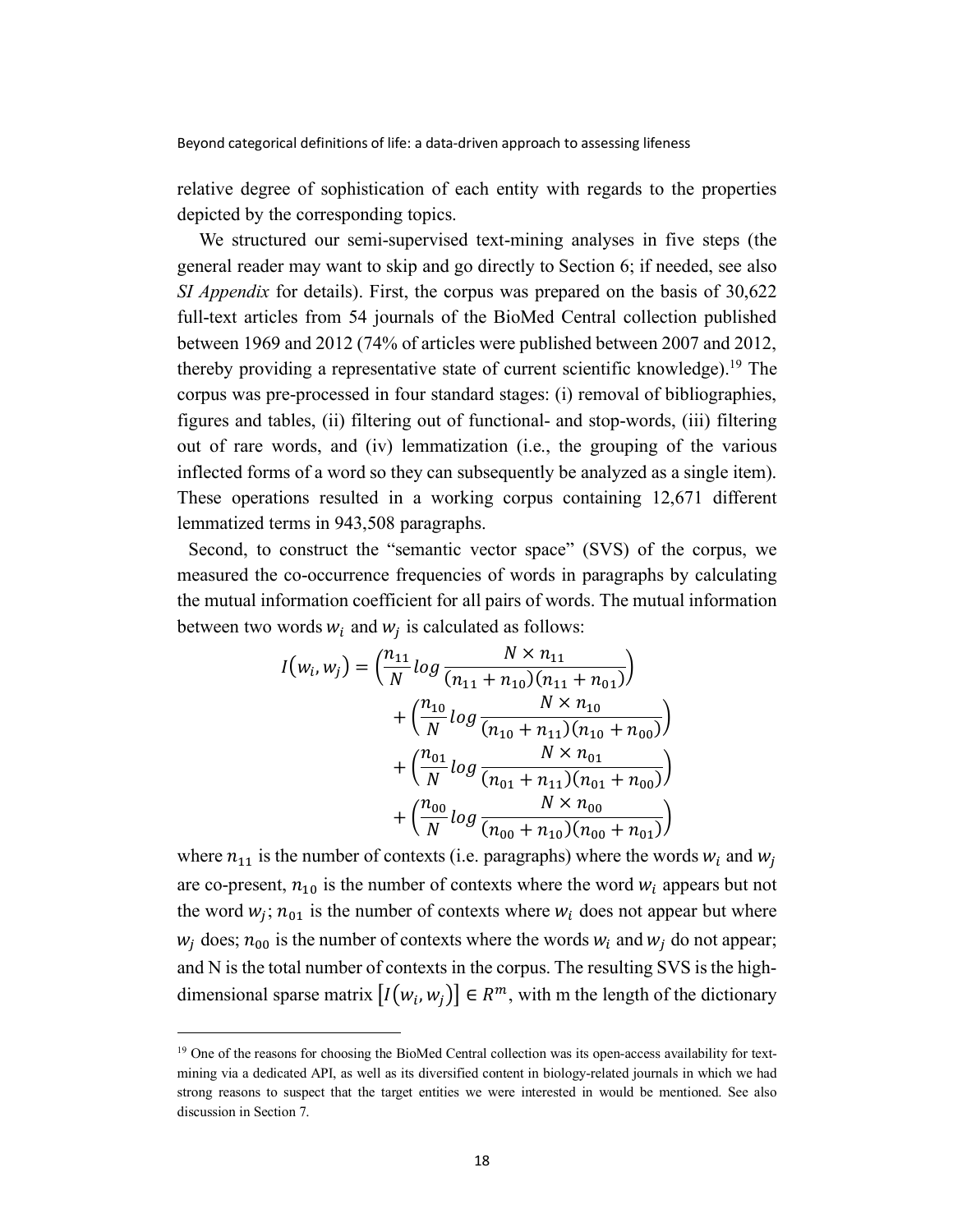relative degree of sophistication of each entity with regards to the properties depicted by the corresponding topics.

We structured our semi-supervised text-mining analyses in five steps (the general reader may want to skip and go directly to Section 6; if needed, see also *SI Appendix* for details). First, the corpus was prepared on the basis of 30,622 full-text articles from 54 journals of the BioMed Central collection published between 1969 and 2012 (74% of articles were published between 2007 and 2012, thereby providing a representative state of current scientific knowledge).[19] The corpus was pre-processed in four standard stages: (i) removal of bibliographies, figures and tables, (ii) filtering out of functional- and stop-words, (iii) filtering out of rare words, and (iv) lemmatization (i.e., the grouping of the various inflected forms of a word so they can subsequently be analyzed as a single item). These operations resulted in a working corpus containing 12,671 different lemmatized terms in 943,508 paragraphs.

Second, to construct the "semantic vector space" (SVS) of the corpus, we measured the co-occurrence frequencies of words in paragraphs by calculating the mutual information coefficient for all pairs of words. The mutual information between two words $w_i$ and $w_j$ is calculated as follows:

$$
\begin{aligned}
I(w_i, w_j) = &\left(\frac{n_{11}}{N} log \frac{N \times n_{11}}{(n_{11}+n_{10})(n_{11}+n_{01})}\right) \\
&+ \left(\frac{n_{10}}{N} log \frac{N \times n_{10}}{(n_{10}+n_{11})(n_{10}+n_{00})}\right) \\
&+ \left(\frac{n_{01}}{N} log \frac{N \times n_{01}}{(n_{01}+n_{11})(n_{01}+n_{00})}\right) \\
&+ \left(\frac{n_{00}}{N} log \frac{N \times n_{00}}{(n_{00}+n_{10})(n_{00}+n_{01})}\right)
\end{aligned}
$$

where $n_{11}$ is the number of contexts (i.e. paragraphs) where the words $w_i$ and $w_j$ are co-present, $n_{10}$ is the number of contexts where the word $w_i$ appears but not the word $w_j$; $n_{01}$ is the number of contexts where $w_i$ does not appear but where $w_j$ does; $n_{00}$ is the number of contexts where the words $w_i$ and $w_j$ do not appear; and N is the total number of contexts in the corpus. The resulting SVS is the high-dimensional sparse matrix $[I(w_i, w_j)] \in R^m$, with m the length of the dictionary

[19] One of the reasons for choosing the BioMed Central collection was its open-access availability for text-mining via a dedicated API, as well as its diversified content in biology-related journals in which we had strong reasons to suspect that the target entities we were interested in would be mentioned. See also discussion in Section 7.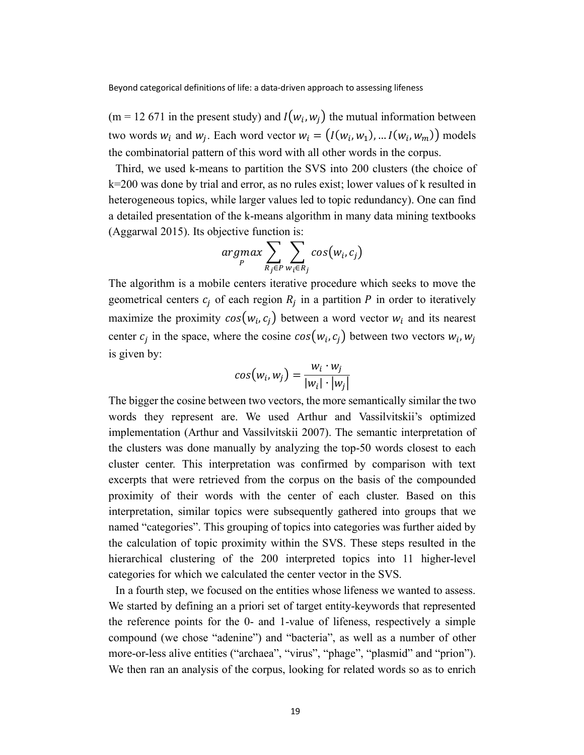(m = 12 671 in the present study) and $I(w_i, w_j)$ the mutual information between two words $w_i$ and $w_j$. Each word vector $w_i = (I(w_i, w_1), \ldots I(w_i, w_m))$ models the combinatorial pattern of this word with all other words in the corpus.

Third, we used k-means to partition the SVS into 200 clusters (the choice of k=200 was done by trial and error, as no rules exist; lower values of k resulted in heterogeneous topics, while larger values led to topic redundancy). One can find a detailed presentation of the k-means algorithm in many data mining textbooks (Aggarwal 2015). Its objective function is:

$$\underset{P}{argmax} \sum_{R_j \in P} \sum_{w_i \in R_j} cos(w_i, c_j)$$

The algorithm is a mobile centers iterative procedure which seeks to move the geometrical centers $c_j$ of each region $R_j$ in a partition $P$ in order to iteratively maximize the proximity $cos(w_i, c_j)$ between a word vector $w_i$ and its nearest center $c_j$ in the space, where the cosine $cos(w_i, c_j)$ between two vectors $w_i, w_j$ is given by:

$$cos(w_i, w_j) = \frac{w_i \cdot w_j}{|w_i| \cdot |w_j|}$$

The bigger the cosine between two vectors, the more semantically similar the two words they represent are. We used Arthur and Vassilvitskii's optimized implementation (Arthur and Vassilvitskii 2007). The semantic interpretation of the clusters was done manually by analyzing the top-50 words closest to each cluster center. This interpretation was confirmed by comparison with text excerpts that were retrieved from the corpus on the basis of the compounded proximity of their words with the center of each cluster. Based on this interpretation, similar topics were subsequently gathered into groups that we named "categories". This grouping of topics into categories was further aided by the calculation of topic proximity within the SVS. These steps resulted in the hierarchical clustering of the 200 interpreted topics into 11 higher-level categories for which we calculated the center vector in the SVS.

In a fourth step, we focused on the entities whose lifeness we wanted to assess. We started by defining an a priori set of target entity-keywords that represented the reference points for the 0- and 1-value of lifeness, respectively a simple compound (we chose "adenine") and "bacteria", as well as a number of other more-or-less alive entities ("archaea", "virus", "phage", "plasmid" and "prion"). We then ran an analysis of the corpus, looking for related words so as to enrich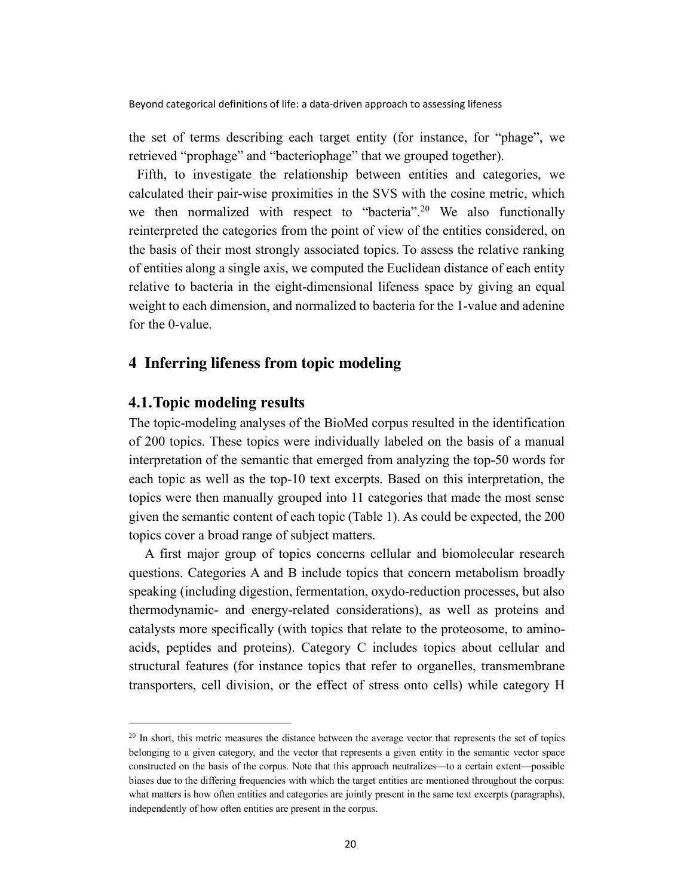the set of terms describing each target entity (for instance, for "phage", we retrieved "prophage" and "bacteriophage" that we grouped together).

Fifth, to investigate the relationship between entities and categories, we calculated their pair-wise proximities in the SVS with the cosine metric, which we then normalized with respect to "bacteria".[20] We also functionally reinterpreted the categories from the point of view of the entities considered, on the basis of their most strongly associated topics. To assess the relative ranking of entities along a single axis, we computed the Euclidean distance of each entity relative to bacteria in the eight-dimensional lifeness space by giving an equal weight to each dimension, and normalized to bacteria for the 1-value and adenine for the 0-value.

## 4 Inferring lifeness from topic modeling

### 4.1. Topic modeling results

The topic-modeling analyses of the BioMed corpus resulted in the identification of 200 topics. These topics were individually labeled on the basis of a manual interpretation of the semantic that emerged from analyzing the top-50 words for each topic as well as the top-10 text excerpts. Based on this interpretation, the topics were then manually grouped into 11 categories that made the most sense given the semantic content of each topic (Table 1). As could be expected, the 200 topics cover a broad range of subject matters.

A first major group of topics concerns cellular and biomolecular research questions. Categories A and B include topics that concern metabolism broadly speaking (including digestion, fermentation, oxydo-reduction processes, but also thermodynamic- and energy-related considerations), as well as proteins and catalysts more specifically (with topics that relate to the proteosome, to amino-acids, peptides and proteins). Category C includes topics about cellular and structural features (for instance topics that refer to organelles, transmembrane transporters, cell division, or the effect of stress onto cells) while category H

[20] In short, this metric measures the distance between the average vector that represents the set of topics belonging to a given category, and the vector that represents a given entity in the semantic vector space constructed on the basis of the corpus. Note that this approach neutralizes—to a certain extent—possible biases due to the differing frequencies with which the target entities are mentioned throughout the corpus: what matters is how often entities and categories are jointly present in the same text excerpts (paragraphs), independently of how often entities are present in the corpus.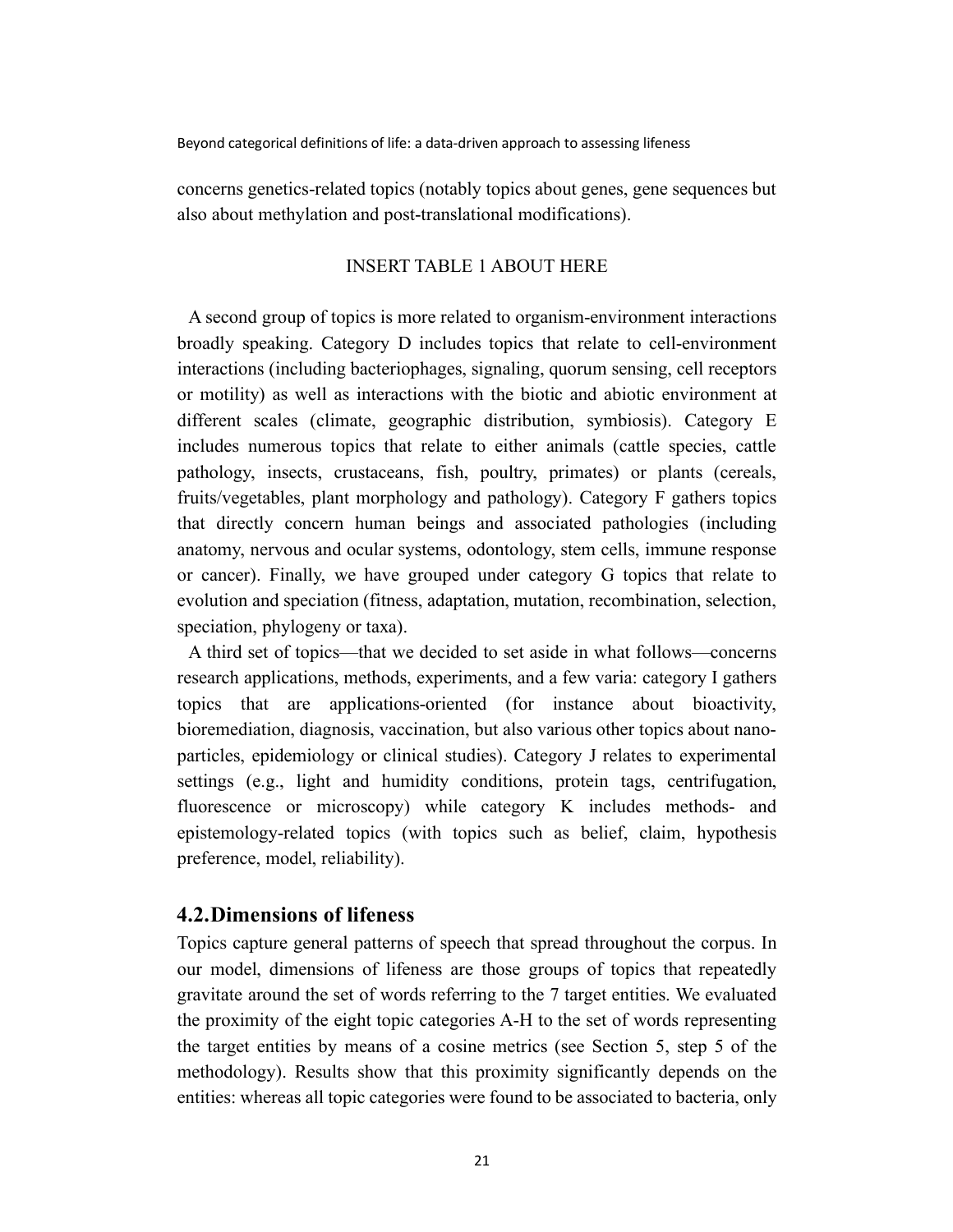concerns genetics-related topics (notably topics about genes, gene sequences but also about methylation and post-translational modifications).

INSERT TABLE 1 ABOUT HERE

A second group of topics is more related to organism-environment interactions broadly speaking. Category D includes topics that relate to cell-environment interactions (including bacteriophages, signaling, quorum sensing, cell receptors or motility) as well as interactions with the biotic and abiotic environment at different scales (climate, geographic distribution, symbiosis). Category E includes numerous topics that relate to either animals (cattle species, cattle pathology, insects, crustaceans, fish, poultry, primates) or plants (cereals, fruits/vegetables, plant morphology and pathology). Category F gathers topics that directly concern human beings and associated pathologies (including anatomy, nervous and ocular systems, odontology, stem cells, immune response or cancer). Finally, we have grouped under category G topics that relate to evolution and speciation (fitness, adaptation, mutation, recombination, selection, speciation, phylogeny or taxa).

A third set of topics—that we decided to set aside in what follows—concerns research applications, methods, experiments, and a few varia: category I gathers topics that are applications-oriented (for instance about bioactivity, bioremediation, diagnosis, vaccination, but also various other topics about nano-particles, epidemiology or clinical studies). Category J relates to experimental settings (e.g., light and humidity conditions, protein tags, centrifugation, fluorescence or microscopy) while category K includes methods- and epistemology-related topics (with topics such as belief, claim, hypothesis preference, model, reliability).

## 4.2. Dimensions of lifeness

Topics capture general patterns of speech that spread throughout the corpus. In our model, dimensions of lifeness are those groups of topics that repeatedly gravitate around the set of words referring to the 7 target entities. We evaluated the proximity of the eight topic categories A-H to the set of words representing the target entities by means of a cosine metrics (see Section 5, step 5 of the methodology). Results show that this proximity significantly depends on the entities: whereas all topic categories were found to be associated to bacteria, only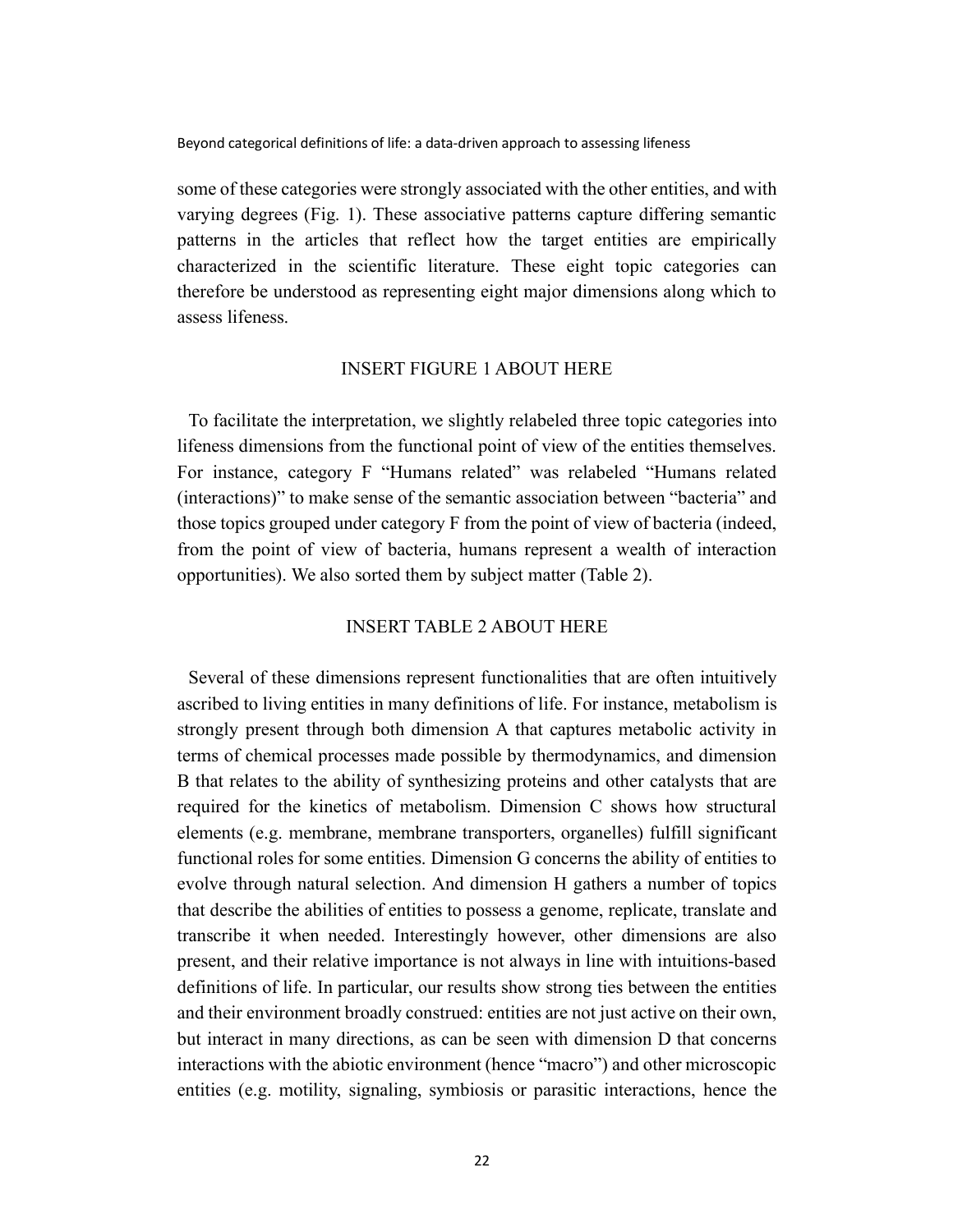some of these categories were strongly associated with the other entities, and with varying degrees (Fig. 1). These associative patterns capture differing semantic patterns in the articles that reflect how the target entities are empirically characterized in the scientific literature. These eight topic categories can therefore be understood as representing eight major dimensions along which to assess lifeness.

INSERT FIGURE 1 ABOUT HERE

To facilitate the interpretation, we slightly relabeled three topic categories into lifeness dimensions from the functional point of view of the entities themselves. For instance, category F "Humans related" was relabeled "Humans related (interactions)" to make sense of the semantic association between "bacteria" and those topics grouped under category F from the point of view of bacteria (indeed, from the point of view of bacteria, humans represent a wealth of interaction opportunities). We also sorted them by subject matter (Table 2).

INSERT TABLE 2 ABOUT HERE

Several of these dimensions represent functionalities that are often intuitively ascribed to living entities in many definitions of life. For instance, metabolism is strongly present through both dimension A that captures metabolic activity in terms of chemical processes made possible by thermodynamics, and dimension B that relates to the ability of synthesizing proteins and other catalysts that are required for the kinetics of metabolism. Dimension C shows how structural elements (e.g. membrane, membrane transporters, organelles) fulfill significant functional roles for some entities. Dimension G concerns the ability of entities to evolve through natural selection. And dimension H gathers a number of topics that describe the abilities of entities to possess a genome, replicate, translate and transcribe it when needed. Interestingly however, other dimensions are also present, and their relative importance is not always in line with intuitions-based definitions of life. In particular, our results show strong ties between the entities and their environment broadly construed: entities are not just active on their own, but interact in many directions, as can be seen with dimension D that concerns interactions with the abiotic environment (hence "macro") and other microscopic entities (e.g. motility, signaling, symbiosis or parasitic interactions, hence the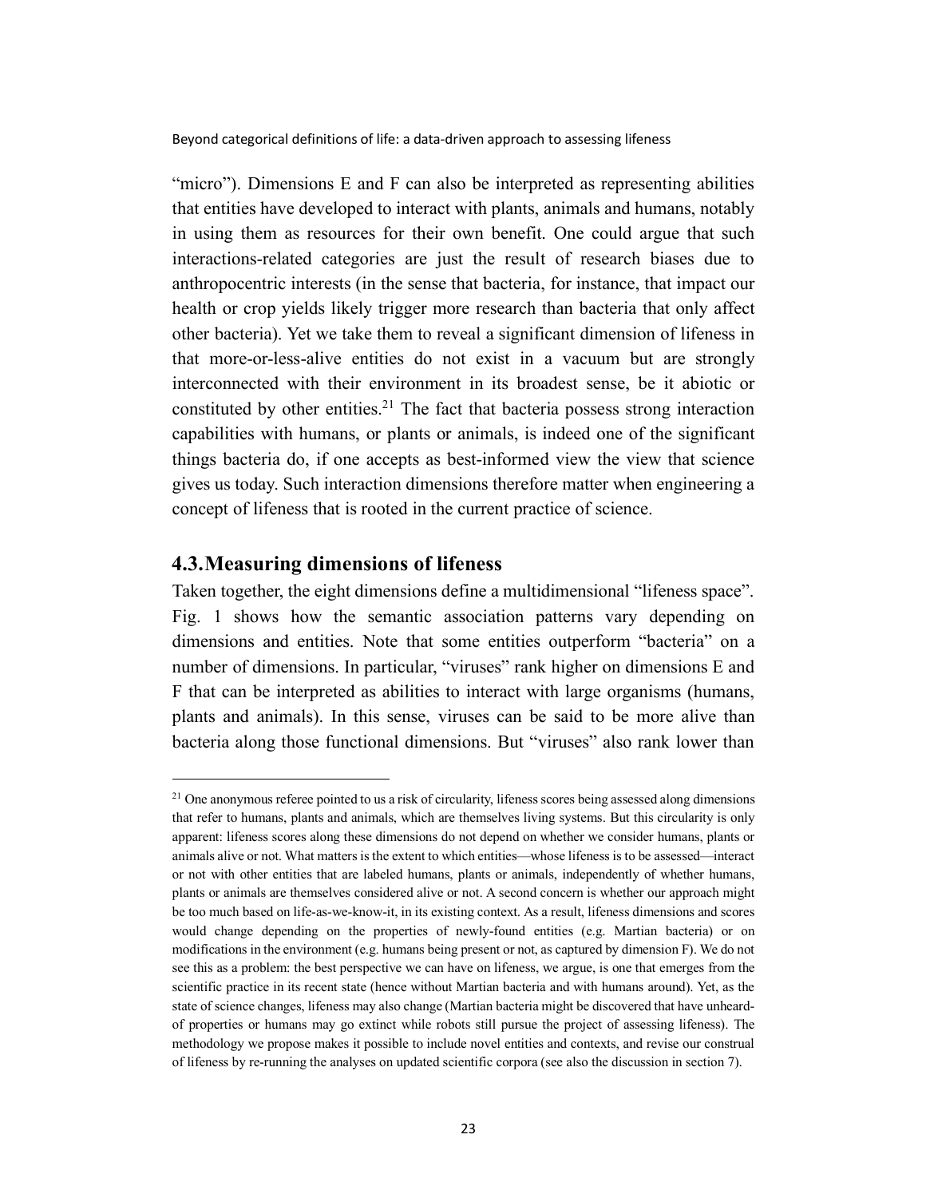"micro"). Dimensions E and F can also be interpreted as representing abilities that entities have developed to interact with plants, animals and humans, notably in using them as resources for their own benefit. One could argue that such interactions-related categories are just the result of research biases due to anthropocentric interests (in the sense that bacteria, for instance, that impact our health or crop yields likely trigger more research than bacteria that only affect other bacteria). Yet we take them to reveal a significant dimension of lifeness in that more-or-less-alive entities do not exist in a vacuum but are strongly interconnected with their environment in its broadest sense, be it abiotic or constituted by other entities.[21] The fact that bacteria possess strong interaction capabilities with humans, or plants or animals, is indeed one of the significant things bacteria do, if one accepts as best-informed view the view that science gives us today. Such interaction dimensions therefore matter when engineering a concept of lifeness that is rooted in the current practice of science.

## 4.3. Measuring dimensions of lifeness

Taken together, the eight dimensions define a multidimensional "lifeness space". Fig. 1 shows how the semantic association patterns vary depending on dimensions and entities. Note that some entities outperform "bacteria" on a number of dimensions. In particular, "viruses" rank higher on dimensions E and F that can be interpreted as abilities to interact with large organisms (humans, plants and animals). In this sense, viruses can be said to be more alive than bacteria along those functional dimensions. But "viruses" also rank lower than

---

[21] One anonymous referee pointed to us a risk of circularity, lifeness scores being assessed along dimensions that refer to humans, plants and animals, which are themselves living systems. But this circularity is only apparent: lifeness scores along these dimensions do not depend on whether we consider humans, plants or animals alive or not. What matters is the extent to which entities—whose lifeness is to be assessed—interact or not with other entities that are labeled humans, plants or animals, independently of whether humans, plants or animals are themselves considered alive or not. A second concern is whether our approach might be too much based on life-as-we-know-it, in its existing context. As a result, lifeness dimensions and scores would change depending on the properties of newly-found entities (e.g. Martian bacteria) or on modifications in the environment (e.g. humans being present or not, as captured by dimension F). We do not see this as a problem: the best perspective we can have on lifeness, we argue, is one that emerges from the scientific practice in its recent state (hence without Martian bacteria and with humans around). Yet, as the state of science changes, lifeness may also change (Martian bacteria might be discovered that have unheard-of properties or humans may go extinct while robots still pursue the project of assessing lifeness). The methodology we propose makes it possible to include novel entities and contexts, and revise our construal of lifeness by re-running the analyses on updated scientific corpora (see also the discussion in section 7).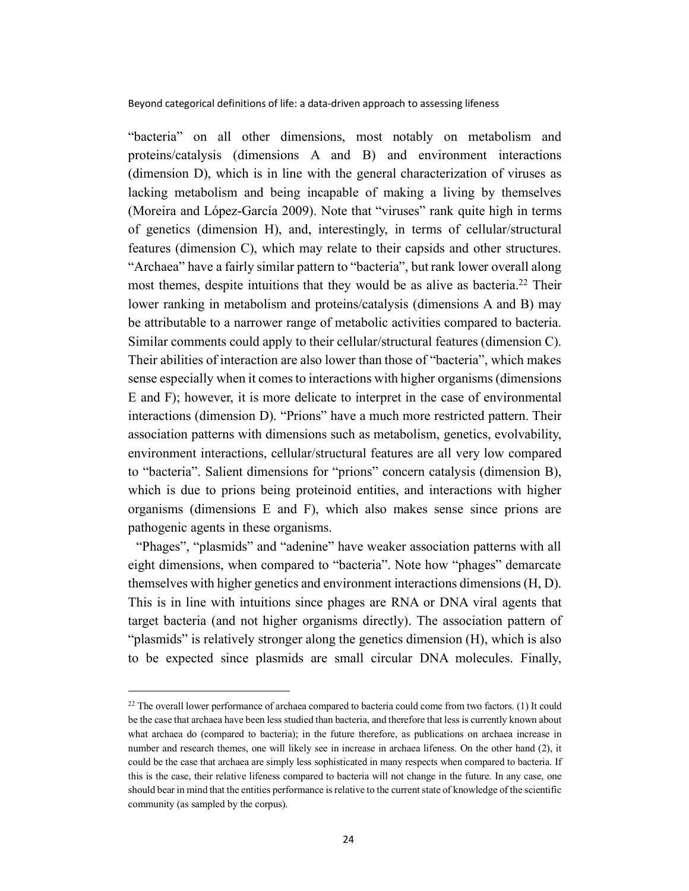"bacteria" on all other dimensions, most notably on metabolism and proteins/catalysis (dimensions A and B) and environment interactions (dimension D), which is in line with the general characterization of viruses as lacking metabolism and being incapable of making a living by themselves (Moreira and López-García 2009). Note that "viruses" rank quite high in terms of genetics (dimension H), and, interestingly, in terms of cellular/structural features (dimension C), which may relate to their capsids and other structures. "Archaea" have a fairly similar pattern to "bacteria", but rank lower overall along most themes, despite intuitions that they would be as alive as bacteria.[22] Their lower ranking in metabolism and proteins/catalysis (dimensions A and B) may be attributable to a narrower range of metabolic activities compared to bacteria. Similar comments could apply to their cellular/structural features (dimension C). Their abilities of interaction are also lower than those of "bacteria", which makes sense especially when it comes to interactions with higher organisms (dimensions E and F); however, it is more delicate to interpret in the case of environmental interactions (dimension D). "Prions" have a much more restricted pattern. Their association patterns with dimensions such as metabolism, genetics, evolvability, environment interactions, cellular/structural features are all very low compared to "bacteria". Salient dimensions for "prions" concern catalysis (dimension B), which is due to prions being proteinoid entities, and interactions with higher organisms (dimensions E and F), which also makes sense since prions are pathogenic agents in these organisms.

"Phages", "plasmids" and "adenine" have weaker association patterns with all eight dimensions, when compared to "bacteria". Note how "phages" demarcate themselves with higher genetics and environment interactions dimensions (H, D). This is in line with intuitions since phages are RNA or DNA viral agents that target bacteria (and not higher organisms directly). The association pattern of "plasmids" is relatively stronger along the genetics dimension (H), which is also to be expected since plasmids are small circular DNA molecules. Finally,

[22] The overall lower performance of archaea compared to bacteria could come from two factors. (1) It could be the case that archaea have been less studied than bacteria, and therefore that less is currently known about what archaea do (compared to bacteria); in the future therefore, as publications on archaea increase in number and research themes, one will likely see in increase in archaea lifeness. On the other hand (2), it could be the case that archaea are simply less sophisticated in many respects when compared to bacteria. If this is the case, their relative lifeness compared to bacteria will not change in the future. In any case, one should bear in mind that the entities performance is relative to the current state of knowledge of the scientific community (as sampled by the corpus).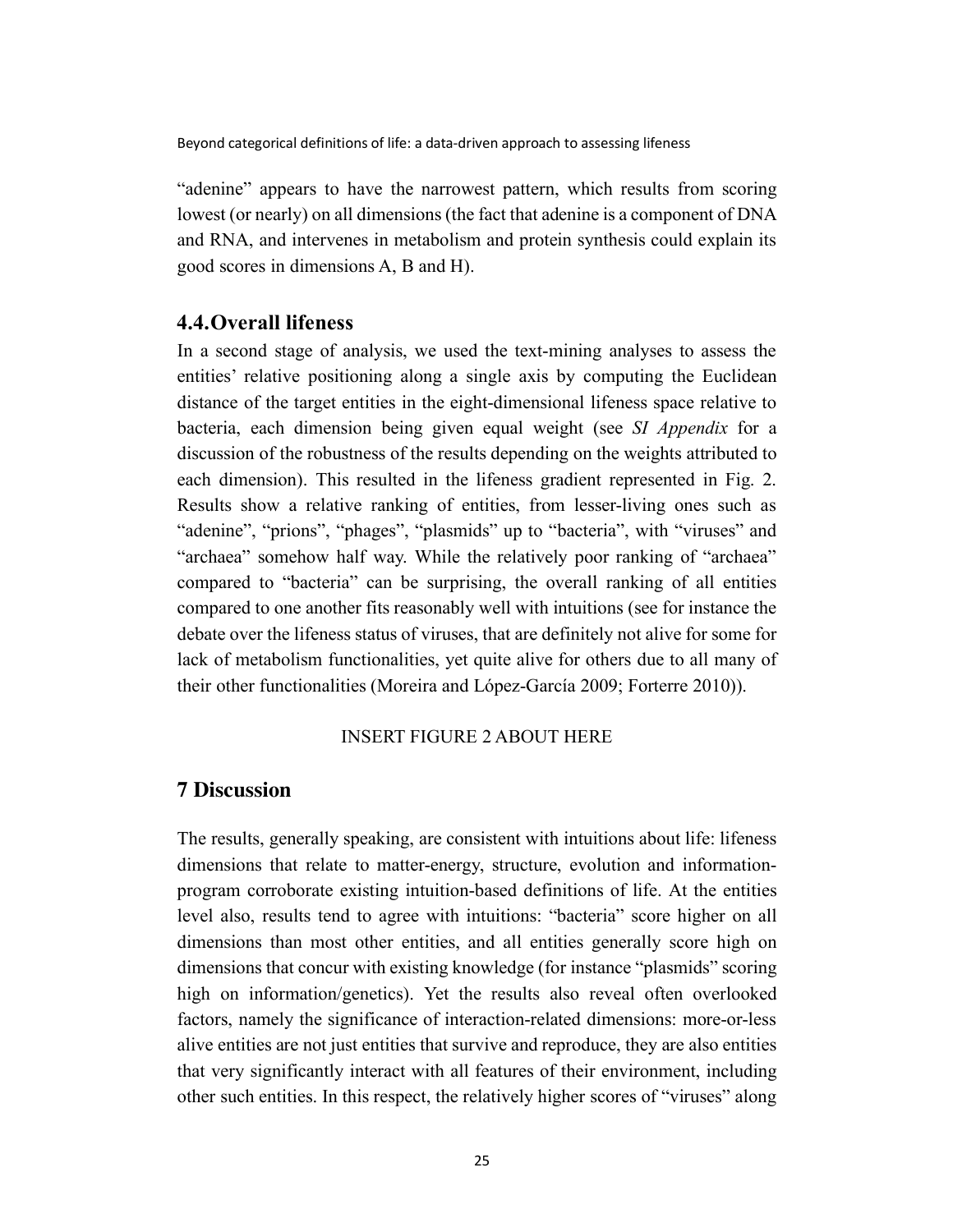"adenine" appears to have the narrowest pattern, which results from scoring lowest (or nearly) on all dimensions (the fact that adenine is a component of DNA and RNA, and intervenes in metabolism and protein synthesis could explain its good scores in dimensions A, B and H).

### 4.4. Overall lifeness

In a second stage of analysis, we used the text-mining analyses to assess the entities' relative positioning along a single axis by computing the Euclidean distance of the target entities in the eight-dimensional lifeness space relative to bacteria, each dimension being given equal weight (see *SI Appendix* for a discussion of the robustness of the results depending on the weights attributed to each dimension). This resulted in the lifeness gradient represented in Fig. 2. Results show a relative ranking of entities, from lesser-living ones such as "adenine", "prions", "phages", "plasmids" up to "bacteria", with "viruses" and "archaea" somehow half way. While the relatively poor ranking of "archaea" compared to "bacteria" can be surprising, the overall ranking of all entities compared to one another fits reasonably well with intuitions (see for instance the debate over the lifeness status of viruses, that are definitely not alive for some for lack of metabolism functionalities, yet quite alive for others due to all many of their other functionalities (Moreira and López-García 2009; Forterre 2010)).

INSERT FIGURE 2 ABOUT HERE

## 7 Discussion

The results, generally speaking, are consistent with intuitions about life: lifeness dimensions that relate to matter-energy, structure, evolution and information-program corroborate existing intuition-based definitions of life. At the entities level also, results tend to agree with intuitions: "bacteria" score higher on all dimensions than most other entities, and all entities generally score high on dimensions that concur with existing knowledge (for instance "plasmids" scoring high on information/genetics). Yet the results also reveal often overlooked factors, namely the significance of interaction-related dimensions: more-or-less alive entities are not just entities that survive and reproduce, they are also entities that very significantly interact with all features of their environment, including other such entities. In this respect, the relatively higher scores of "viruses" along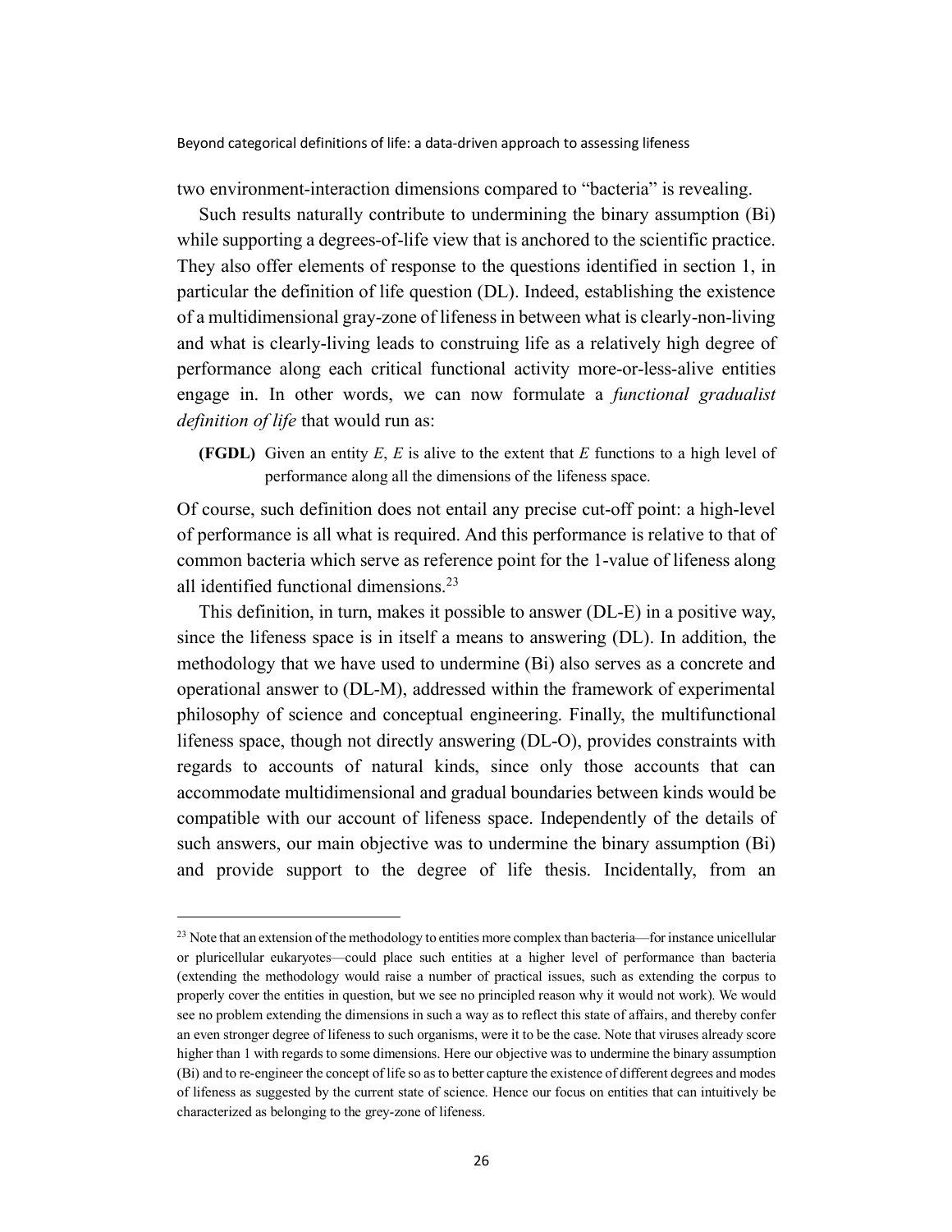two environment-interaction dimensions compared to "bacteria" is revealing.

Such results naturally contribute to undermining the binary assumption (Bi) while supporting a degrees-of-life view that is anchored to the scientific practice. They also offer elements of response to the questions identified in section 1, in particular the definition of life question (DL). Indeed, establishing the existence of a multidimensional gray-zone of lifeness in between what is clearly-non-living and what is clearly-living leads to construing life as a relatively high degree of performance along each critical functional activity more-or-less-alive entities engage in. In other words, we can now formulate a *functional gradualist definition of life* that would run as:

> **(FGDL)** Given an entity *E*, *E* is alive to the extent that *E* functions to a high level of performance along all the dimensions of the lifeness space.

Of course, such definition does not entail any precise cut-off point: a high-level of performance is all what is required. And this performance is relative to that of common bacteria which serve as reference point for the 1-value of lifeness along all identified functional dimensions.[23]

This definition, in turn, makes it possible to answer (DL-E) in a positive way, since the lifeness space is in itself a means to answering (DL). In addition, the methodology that we have used to undermine (Bi) also serves as a concrete and operational answer to (DL-M), addressed within the framework of experimental philosophy of science and conceptual engineering. Finally, the multifunctional lifeness space, though not directly answering (DL-O), provides constraints with regards to accounts of natural kinds, since only those accounts that can accommodate multidimensional and gradual boundaries between kinds would be compatible with our account of lifeness space. Independently of the details of such answers, our main objective was to undermine the binary assumption (Bi) and provide support to the degree of life thesis. Incidentally, from an

[23] Note that an extension of the methodology to entities more complex than bacteria—for instance unicellular or pluricellular eukaryotes—could place such entities at a higher level of performance than bacteria (extending the methodology would raise a number of practical issues, such as extending the corpus to properly cover the entities in question, but we see no principled reason why it would not work). We would see no problem extending the dimensions in such a way as to reflect this state of affairs, and thereby confer an even stronger degree of lifeness to such organisms, were it to be the case. Note that viruses already score higher than 1 with regards to some dimensions. Here our objective was to undermine the binary assumption (Bi) and to re-engineer the concept of life so as to better capture the existence of different degrees and modes of lifeness as suggested by the current state of science. Hence our focus on entities that can intuitively be characterized as belonging to the grey-zone of lifeness.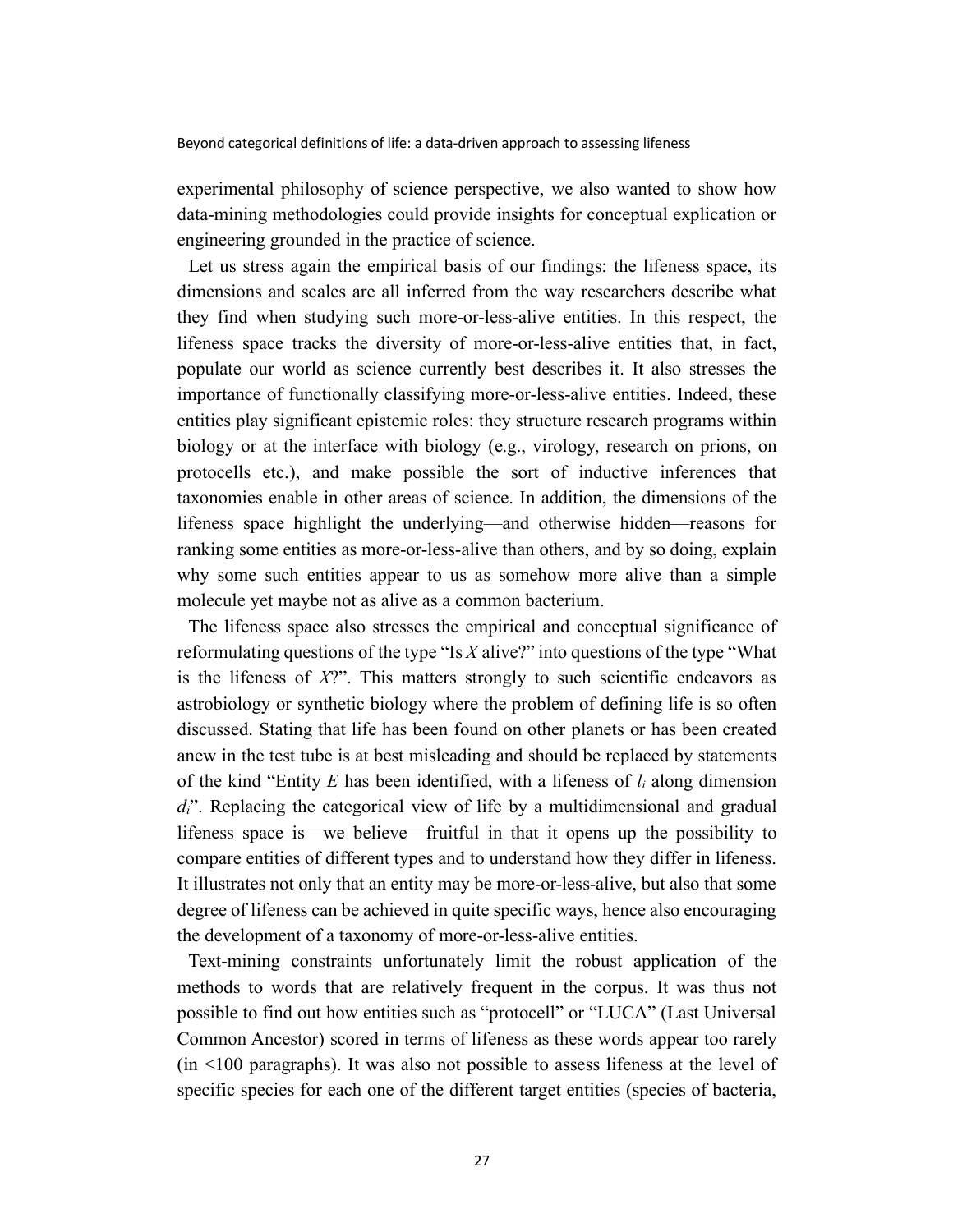experimental philosophy of science perspective, we also wanted to show how data-mining methodologies could provide insights for conceptual explication or engineering grounded in the practice of science.

Let us stress again the empirical basis of our findings: the lifeness space, its dimensions and scales are all inferred from the way researchers describe what they find when studying such more-or-less-alive entities. In this respect, the lifeness space tracks the diversity of more-or-less-alive entities that, in fact, populate our world as science currently best describes it. It also stresses the importance of functionally classifying more-or-less-alive entities. Indeed, these entities play significant epistemic roles: they structure research programs within biology or at the interface with biology (e.g., virology, research on prions, on protocells etc.), and make possible the sort of inductive inferences that taxonomies enable in other areas of science. In addition, the dimensions of the lifeness space highlight the underlying—and otherwise hidden—reasons for ranking some entities as more-or-less-alive than others, and by so doing, explain why some such entities appear to us as somehow more alive than a simple molecule yet maybe not as alive as a common bacterium.

The lifeness space also stresses the empirical and conceptual significance of reformulating questions of the type "Is *X* alive?" into questions of the type "What is the lifeness of *X*?". This matters strongly to such scientific endeavors as astrobiology or synthetic biology where the problem of defining life is so often discussed. Stating that life has been found on other planets or has been created anew in the test tube is at best misleading and should be replaced by statements of the kind "Entity *E* has been identified, with a lifeness of $l_i$ along dimension $d_i$". Replacing the categorical view of life by a multidimensional and gradual lifeness space is—we believe—fruitful in that it opens up the possibility to compare entities of different types and to understand how they differ in lifeness. It illustrates not only that an entity may be more-or-less-alive, but also that some degree of lifeness can be achieved in quite specific ways, hence also encouraging the development of a taxonomy of more-or-less-alive entities.

Text-mining constraints unfortunately limit the robust application of the methods to words that are relatively frequent in the corpus. It was thus not possible to find out how entities such as "protocell" or "LUCA" (Last Universal Common Ancestor) scored in terms of lifeness as these words appear too rarely (in <100 paragraphs). It was also not possible to assess lifeness at the level of specific species for each one of the different target entities (species of bacteria,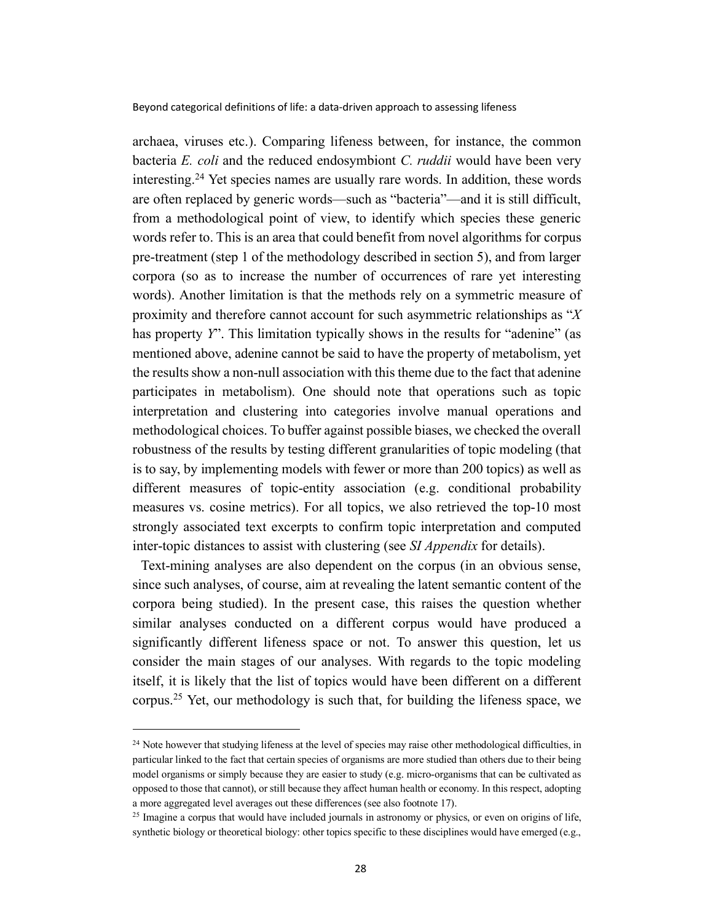archaea, viruses etc.). Comparing lifeness between, for instance, the common bacteria *E. coli* and the reduced endosymbiont *C. ruddii* would have been very interesting.[24] Yet species names are usually rare words. In addition, these words are often replaced by generic words—such as "bacteria"—and it is still difficult, from a methodological point of view, to identify which species these generic words refer to. This is an area that could benefit from novel algorithms for corpus pre-treatment (step 1 of the methodology described in section 5), and from larger corpora (so as to increase the number of occurrences of rare yet interesting words). Another limitation is that the methods rely on a symmetric measure of proximity and therefore cannot account for such asymmetric relationships as "*X* has property *Y*". This limitation typically shows in the results for "adenine" (as mentioned above, adenine cannot be said to have the property of metabolism, yet the results show a non-null association with this theme due to the fact that adenine participates in metabolism). One should note that operations such as topic interpretation and clustering into categories involve manual operations and methodological choices. To buffer against possible biases, we checked the overall robustness of the results by testing different granularities of topic modeling (that is to say, by implementing models with fewer or more than 200 topics) as well as different measures of topic-entity association (e.g. conditional probability measures vs. cosine metrics). For all topics, we also retrieved the top-10 most strongly associated text excerpts to confirm topic interpretation and computed inter-topic distances to assist with clustering (see *SI Appendix* for details).

Text-mining analyses are also dependent on the corpus (in an obvious sense, since such analyses, of course, aim at revealing the latent semantic content of the corpora being studied). In the present case, this raises the question whether similar analyses conducted on a different corpus would have produced a significantly different lifeness space or not. To answer this question, let us consider the main stages of our analyses. With regards to the topic modeling itself, it is likely that the list of topics would have been different on a different corpus.[25] Yet, our methodology is such that, for building the lifeness space, we

---

[24] Note however that studying lifeness at the level of species may raise other methodological difficulties, in particular linked to the fact that certain species of organisms are more studied than others due to their being model organisms or simply because they are easier to study (e.g. micro-organisms that can be cultivated as opposed to those that cannot), or still because they affect human health or economy. In this respect, adopting a more aggregated level averages out these differences (see also footnote 17).

[25] Imagine a corpus that would have included journals in astronomy or physics, or even on origins of life, synthetic biology or theoretical biology: other topics specific to these disciplines would have emerged (e.g.,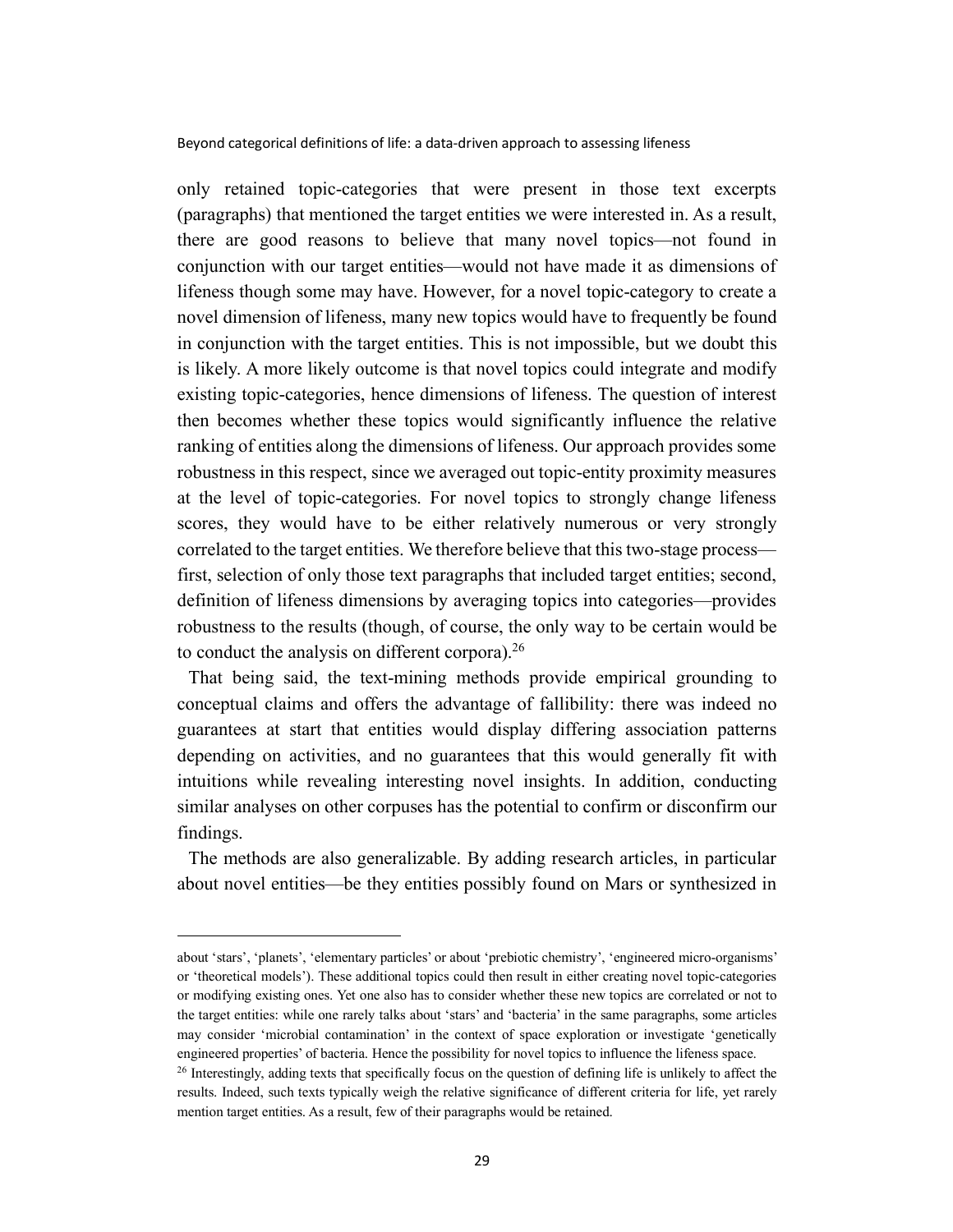only retained topic-categories that were present in those text excerpts (paragraphs) that mentioned the target entities we were interested in. As a result, there are good reasons to believe that many novel topics—not found in conjunction with our target entities—would not have made it as dimensions of lifeness though some may have. However, for a novel topic-category to create a novel dimension of lifeness, many new topics would have to frequently be found in conjunction with the target entities. This is not impossible, but we doubt this is likely. A more likely outcome is that novel topics could integrate and modify existing topic-categories, hence dimensions of lifeness. The question of interest then becomes whether these topics would significantly influence the relative ranking of entities along the dimensions of lifeness. Our approach provides some robustness in this respect, since we averaged out topic-entity proximity measures at the level of topic-categories. For novel topics to strongly change lifeness scores, they would have to be either relatively numerous or very strongly correlated to the target entities. We therefore believe that this two-stage process—first, selection of only those text paragraphs that included target entities; second, definition of lifeness dimensions by averaging topics into categories—provides robustness to the results (though, of course, the only way to be certain would be to conduct the analysis on different corpora).[26]

That being said, the text-mining methods provide empirical grounding to conceptual claims and offers the advantage of fallibility: there was indeed no guarantees at start that entities would display differing association patterns depending on activities, and no guarantees that this would generally fit with intuitions while revealing interesting novel insights. In addition, conducting similar analyses on other corpuses has the potential to confirm or disconfirm our findings.

The methods are also generalizable. By adding research articles, in particular about novel entities—be they entities possibly found on Mars or synthesized in

---

about 'stars', 'planets', 'elementary particles' or about 'prebiotic chemistry', 'engineered micro-organisms' or 'theoretical models'). These additional topics could then result in either creating novel topic-categories or modifying existing ones. Yet one also has to consider whether these new topics are correlated or not to the target entities: while one rarely talks about 'stars' and 'bacteria' in the same paragraphs, some articles may consider 'microbial contamination' in the context of space exploration or investigate 'genetically engineered properties' of bacteria. Hence the possibility for novel topics to influence the lifeness space.

[26] Interestingly, adding texts that specifically focus on the question of defining life is unlikely to affect the results. Indeed, such texts typically weigh the relative significance of different criteria for life, yet rarely mention target entities. As a result, few of their paragraphs would be retained.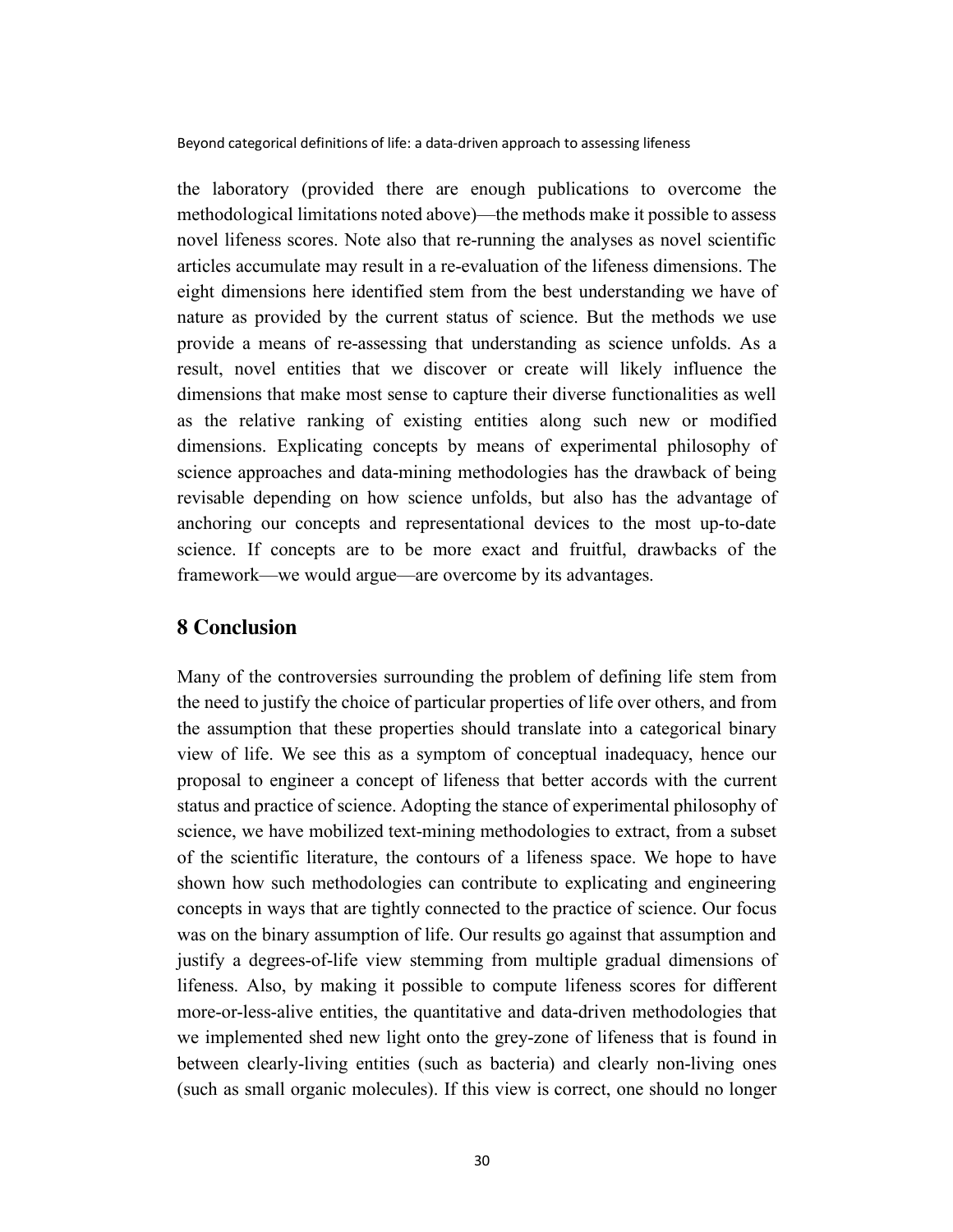the laboratory (provided there are enough publications to overcome the methodological limitations noted above)—the methods make it possible to assess novel lifeness scores. Note also that re-running the analyses as novel scientific articles accumulate may result in a re-evaluation of the lifeness dimensions. The eight dimensions here identified stem from the best understanding we have of nature as provided by the current status of science. But the methods we use provide a means of re-assessing that understanding as science unfolds. As a result, novel entities that we discover or create will likely influence the dimensions that make most sense to capture their diverse functionalities as well as the relative ranking of existing entities along such new or modified dimensions. Explicating concepts by means of experimental philosophy of science approaches and data-mining methodologies has the drawback of being revisable depending on how science unfolds, but also has the advantage of anchoring our concepts and representational devices to the most up-to-date science. If concepts are to be more exact and fruitful, drawbacks of the framework—we would argue—are overcome by its advantages.

## 8 Conclusion

Many of the controversies surrounding the problem of defining life stem from the need to justify the choice of particular properties of life over others, and from the assumption that these properties should translate into a categorical binary view of life. We see this as a symptom of conceptual inadequacy, hence our proposal to engineer a concept of lifeness that better accords with the current status and practice of science. Adopting the stance of experimental philosophy of science, we have mobilized text-mining methodologies to extract, from a subset of the scientific literature, the contours of a lifeness space. We hope to have shown how such methodologies can contribute to explicating and engineering concepts in ways that are tightly connected to the practice of science. Our focus was on the binary assumption of life. Our results go against that assumption and justify a degrees-of-life view stemming from multiple gradual dimensions of lifeness. Also, by making it possible to compute lifeness scores for different more-or-less-alive entities, the quantitative and data-driven methodologies that we implemented shed new light onto the grey-zone of lifeness that is found in between clearly-living entities (such as bacteria) and clearly non-living ones (such as small organic molecules). If this view is correct, one should no longer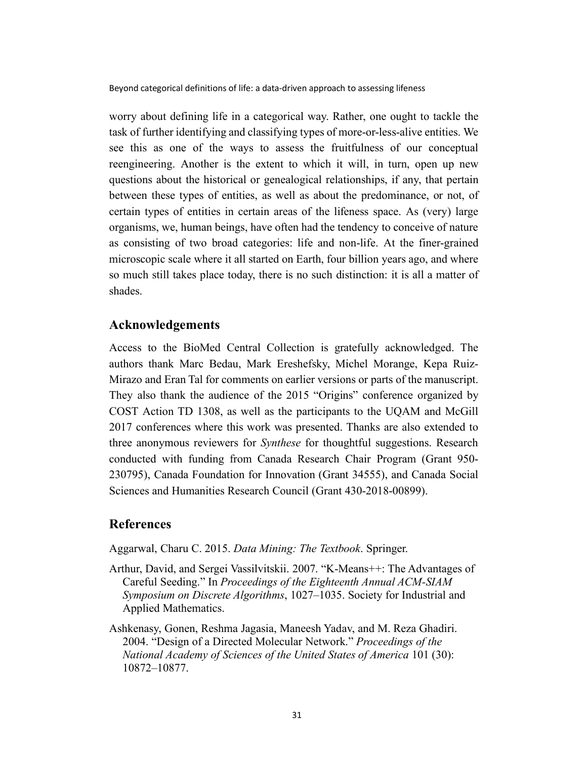worry about defining life in a categorical way. Rather, one ought to tackle the task of further identifying and classifying types of more-or-less-alive entities. We see this as one of the ways to assess the fruitfulness of our conceptual reengineering. Another is the extent to which it will, in turn, open up new questions about the historical or genealogical relationships, if any, that pertain between these types of entities, as well as about the predominance, or not, of certain types of entities in certain areas of the lifeness space. As (very) large organisms, we, human beings, have often had the tendency to conceive of nature as consisting of two broad categories: life and non-life. At the finer-grained microscopic scale where it all started on Earth, four billion years ago, and where so much still takes place today, there is no such distinction: it is all a matter of shades.

## Acknowledgements

Access to the BioMed Central Collection is gratefully acknowledged. The authors thank Marc Bedau, Mark Ereshefsky, Michel Morange, Kepa Ruiz-Mirazo and Eran Tal for comments on earlier versions or parts of the manuscript. They also thank the audience of the 2015 "Origins" conference organized by COST Action TD 1308, as well as the participants to the UQAM and McGill 2017 conferences where this work was presented. Thanks are also extended to three anonymous reviewers for *Synthese* for thoughtful suggestions. Research conducted with funding from Canada Research Chair Program (Grant 950-230795), Canada Foundation for Innovation (Grant 34555), and Canada Social Sciences and Humanities Research Council (Grant 430-2018-00899).

## References

Aggarwal, Charu C. 2015. *Data Mining: The Textbook*. Springer.

Arthur, David, and Sergei Vassilvitskii. 2007. "K-Means++: The Advantages of Careful Seeding." In *Proceedings of the Eighteenth Annual ACM-SIAM Symposium on Discrete Algorithms*, 1027–1035. Society for Industrial and Applied Mathematics.

Ashkenasy, Gonen, Reshma Jagasia, Maneesh Yadav, and M. Reza Ghadiri. 2004. "Design of a Directed Molecular Network." *Proceedings of the National Academy of Sciences of the United States of America* 101 (30): 10872–10877.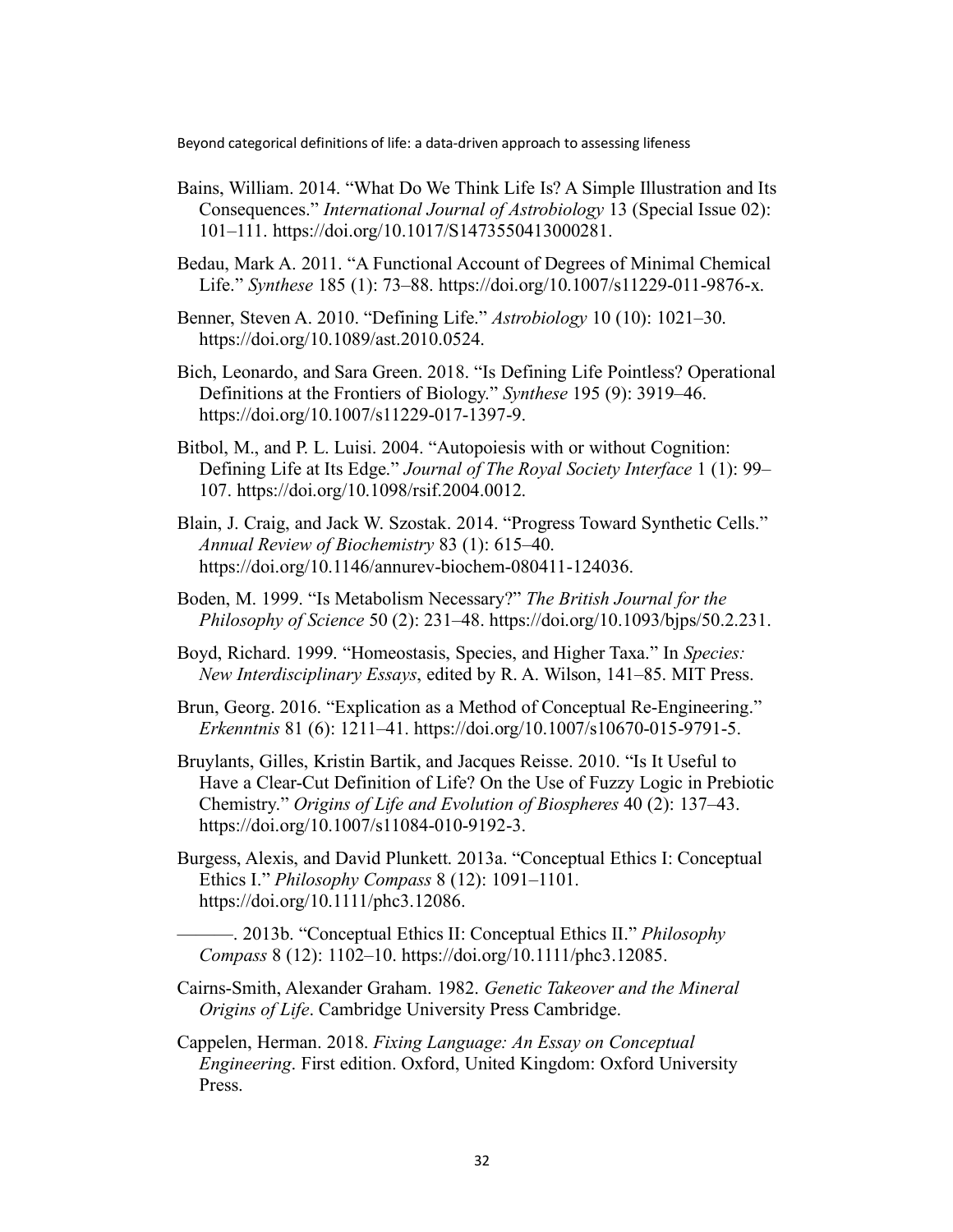Bains, William. 2014. "What Do We Think Life Is? A Simple Illustration and Its Consequences." *International Journal of Astrobiology* 13 (Special Issue 02): 101–111. https://doi.org/10.1017/S1473550413000281.

Bedau, Mark A. 2011. "A Functional Account of Degrees of Minimal Chemical Life." *Synthese* 185 (1): 73–88. https://doi.org/10.1007/s11229-011-9876-x.

Benner, Steven A. 2010. "Defining Life." *Astrobiology* 10 (10): 1021–30. https://doi.org/10.1089/ast.2010.0524.

Bich, Leonardo, and Sara Green. 2018. "Is Defining Life Pointless? Operational Definitions at the Frontiers of Biology." *Synthese* 195 (9): 3919–46. https://doi.org/10.1007/s11229-017-1397-9.

Bitbol, M., and P. L. Luisi. 2004. "Autopoiesis with or without Cognition: Defining Life at Its Edge." *Journal of The Royal Society Interface* 1 (1): 99–107. https://doi.org/10.1098/rsif.2004.0012.

Blain, J. Craig, and Jack W. Szostak. 2014. "Progress Toward Synthetic Cells." *Annual Review of Biochemistry* 83 (1): 615–40. https://doi.org/10.1146/annurev-biochem-080411-124036.

Boden, M. 1999. "Is Metabolism Necessary?" *The British Journal for the Philosophy of Science* 50 (2): 231–48. https://doi.org/10.1093/bjps/50.2.231.

Boyd, Richard. 1999. "Homeostasis, Species, and Higher Taxa." In *Species: New Interdisciplinary Essays*, edited by R. A. Wilson, 141–85. MIT Press.

Brun, Georg. 2016. "Explication as a Method of Conceptual Re-Engineering." *Erkenntnis* 81 (6): 1211–41. https://doi.org/10.1007/s10670-015-9791-5.

Bruylants, Gilles, Kristin Bartik, and Jacques Reisse. 2010. "Is It Useful to Have a Clear-Cut Definition of Life? On the Use of Fuzzy Logic in Prebiotic Chemistry." *Origins of Life and Evolution of Biospheres* 40 (2): 137–43. https://doi.org/10.1007/s11084-010-9192-3.

Burgess, Alexis, and David Plunkett. 2013a. "Conceptual Ethics I: Conceptual Ethics I." *Philosophy Compass* 8 (12): 1091–1101. https://doi.org/10.1111/phc3.12086.

———. 2013b. "Conceptual Ethics II: Conceptual Ethics II." *Philosophy Compass* 8 (12): 1102–10. https://doi.org/10.1111/phc3.12085.

Cairns-Smith, Alexander Graham. 1982. *Genetic Takeover and the Mineral Origins of Life*. Cambridge University Press Cambridge.

Cappelen, Herman. 2018. *Fixing Language: An Essay on Conceptual Engineering*. First edition. Oxford, United Kingdom: Oxford University Press.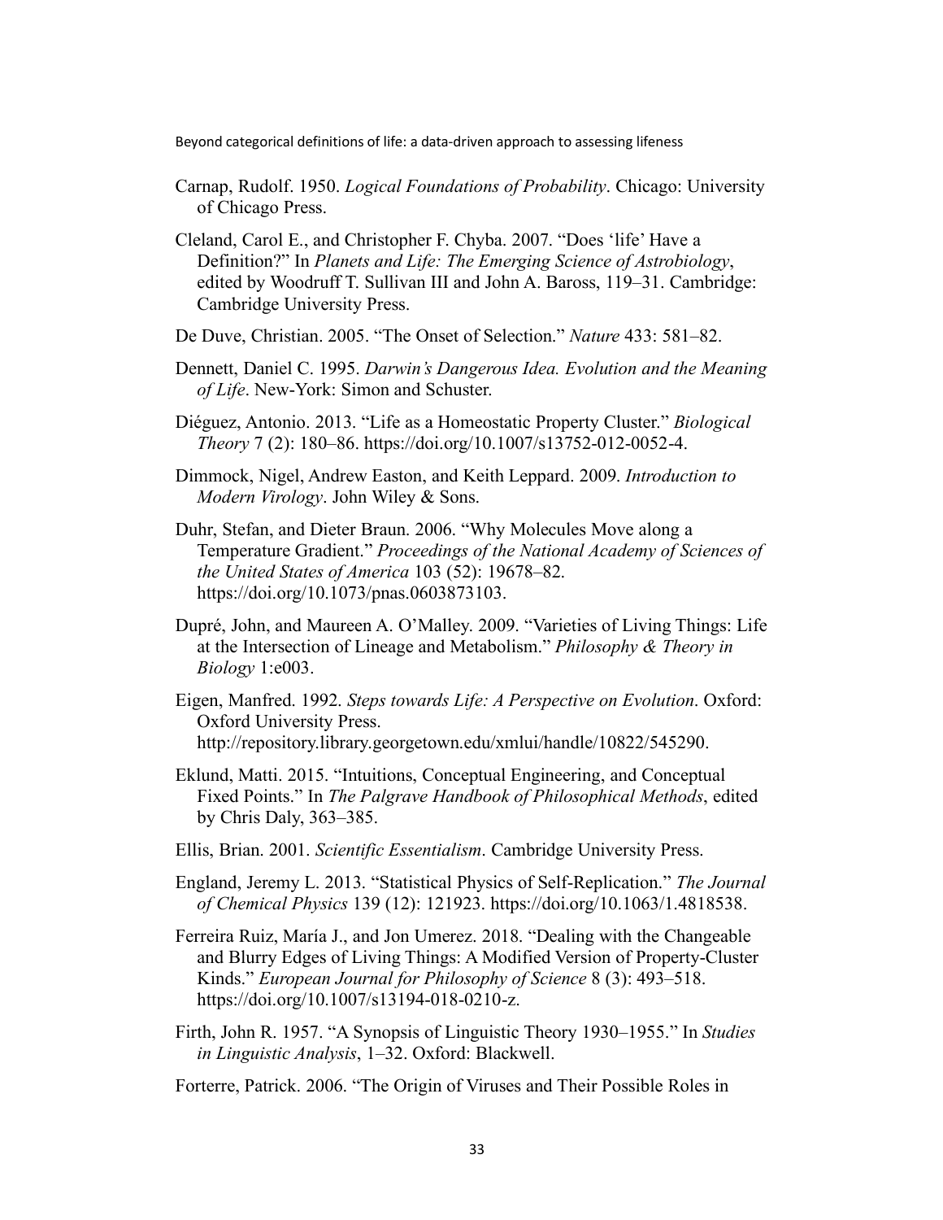Carnap, Rudolf. 1950. *Logical Foundations of Probability*. Chicago: University of Chicago Press.

Cleland, Carol E., and Christopher F. Chyba. 2007. "Does 'life' Have a Definition?" In *Planets and Life: The Emerging Science of Astrobiology*, edited by Woodruff T. Sullivan III and John A. Baross, 119–31. Cambridge: Cambridge University Press.

De Duve, Christian. 2005. "The Onset of Selection." *Nature* 433: 581–82.

Dennett, Daniel C. 1995. *Darwin's Dangerous Idea. Evolution and the Meaning of Life*. New-York: Simon and Schuster.

Diéguez, Antonio. 2013. "Life as a Homeostatic Property Cluster." *Biological Theory* 7 (2): 180–86. https://doi.org/10.1007/s13752-012-0052-4.

Dimmock, Nigel, Andrew Easton, and Keith Leppard. 2009. *Introduction to Modern Virology*. John Wiley & Sons.

Duhr, Stefan, and Dieter Braun. 2006. "Why Molecules Move along a Temperature Gradient." *Proceedings of the National Academy of Sciences of the United States of America* 103 (52): 19678–82. https://doi.org/10.1073/pnas.0603873103.

Dupré, John, and Maureen A. O'Malley. 2009. "Varieties of Living Things: Life at the Intersection of Lineage and Metabolism." *Philosophy & Theory in Biology* 1:e003.

Eigen, Manfred. 1992. *Steps towards Life: A Perspective on Evolution*. Oxford: Oxford University Press. http://repository.library.georgetown.edu/xmlui/handle/10822/545290.

Eklund, Matti. 2015. "Intuitions, Conceptual Engineering, and Conceptual Fixed Points." In *The Palgrave Handbook of Philosophical Methods*, edited by Chris Daly, 363–385.

Ellis, Brian. 2001. *Scientific Essentialism*. Cambridge University Press.

England, Jeremy L. 2013. "Statistical Physics of Self-Replication." *The Journal of Chemical Physics* 139 (12): 121923. https://doi.org/10.1063/1.4818538.

Ferreira Ruiz, María J., and Jon Umerez. 2018. "Dealing with the Changeable and Blurry Edges of Living Things: A Modified Version of Property-Cluster Kinds." *European Journal for Philosophy of Science* 8 (3): 493–518. https://doi.org/10.1007/s13194-018-0210-z.

Firth, John R. 1957. "A Synopsis of Linguistic Theory 1930–1955." In *Studies in Linguistic Analysis*, 1–32. Oxford: Blackwell.

Forterre, Patrick. 2006. "The Origin of Viruses and Their Possible Roles in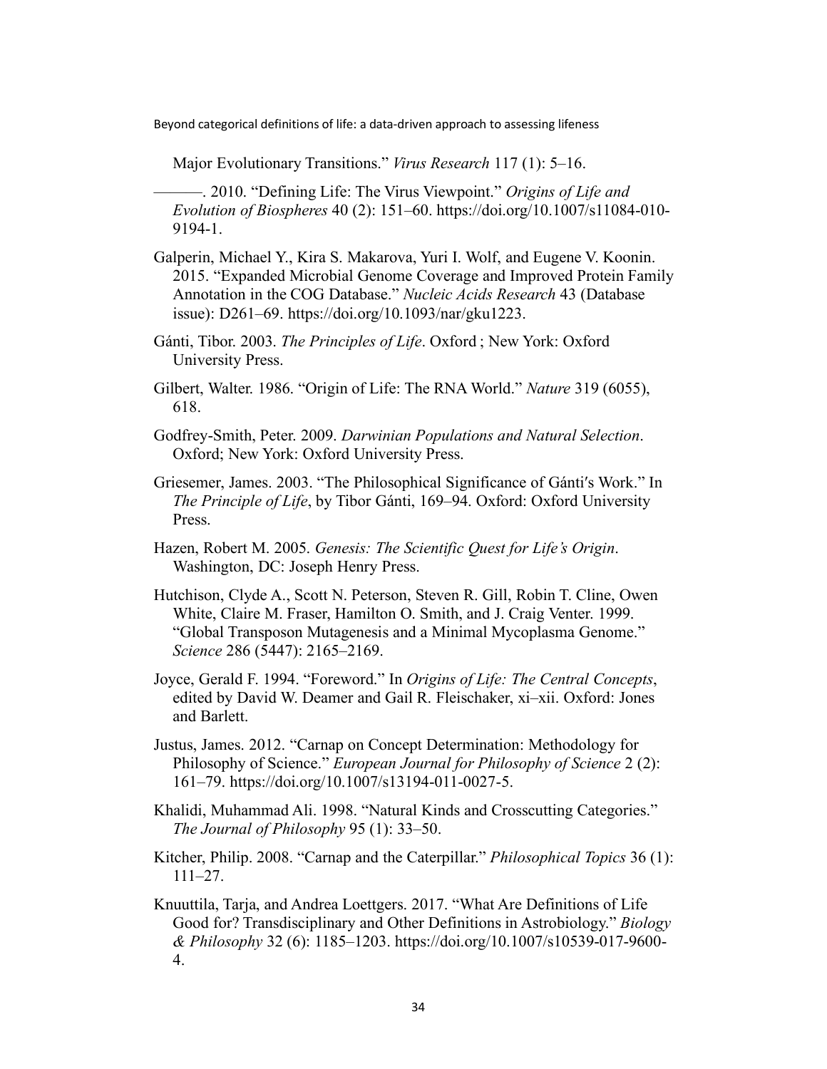Major Evolutionary Transitions." *Virus Research* 117 (1): 5–16.

———. 2010. "Defining Life: The Virus Viewpoint." *Origins of Life and Evolution of Biospheres* 40 (2): 151–60. https://doi.org/10.1007/s11084-010-9194-1.

Galperin, Michael Y., Kira S. Makarova, Yuri I. Wolf, and Eugene V. Koonin. 2015. "Expanded Microbial Genome Coverage and Improved Protein Family Annotation in the COG Database." *Nucleic Acids Research* 43 (Database issue): D261–69. https://doi.org/10.1093/nar/gku1223.

Gánti, Tibor. 2003. *The Principles of Life*. Oxford ; New York: Oxford University Press.

Gilbert, Walter. 1986. "Origin of Life: The RNA World." *Nature* 319 (6055), 618.

Godfrey-Smith, Peter. 2009. *Darwinian Populations and Natural Selection*. Oxford; New York: Oxford University Press.

Griesemer, James. 2003. "The Philosophical Significance of Gánti′s Work." In *The Principle of Life*, by Tibor Gánti, 169–94. Oxford: Oxford University Press.

Hazen, Robert M. 2005. *Genesis: The Scientific Quest for Life's Origin*. Washington, DC: Joseph Henry Press.

Hutchison, Clyde A., Scott N. Peterson, Steven R. Gill, Robin T. Cline, Owen White, Claire M. Fraser, Hamilton O. Smith, and J. Craig Venter. 1999. "Global Transposon Mutagenesis and a Minimal Mycoplasma Genome." *Science* 286 (5447): 2165–2169.

Joyce, Gerald F. 1994. "Foreword." In *Origins of Life: The Central Concepts*, edited by David W. Deamer and Gail R. Fleischaker, xi–xii. Oxford: Jones and Barlett.

Justus, James. 2012. "Carnap on Concept Determination: Methodology for Philosophy of Science." *European Journal for Philosophy of Science* 2 (2): 161–79. https://doi.org/10.1007/s13194-011-0027-5.

Khalidi, Muhammad Ali. 1998. "Natural Kinds and Crosscutting Categories." *The Journal of Philosophy* 95 (1): 33–50.

Kitcher, Philip. 2008. "Carnap and the Caterpillar." *Philosophical Topics* 36 (1): 111–27.

Knuuttila, Tarja, and Andrea Loettgers. 2017. "What Are Definitions of Life Good for? Transdisciplinary and Other Definitions in Astrobiology." *Biology & Philosophy* 32 (6): 1185–1203. https://doi.org/10.1007/s10539-017-9600-4.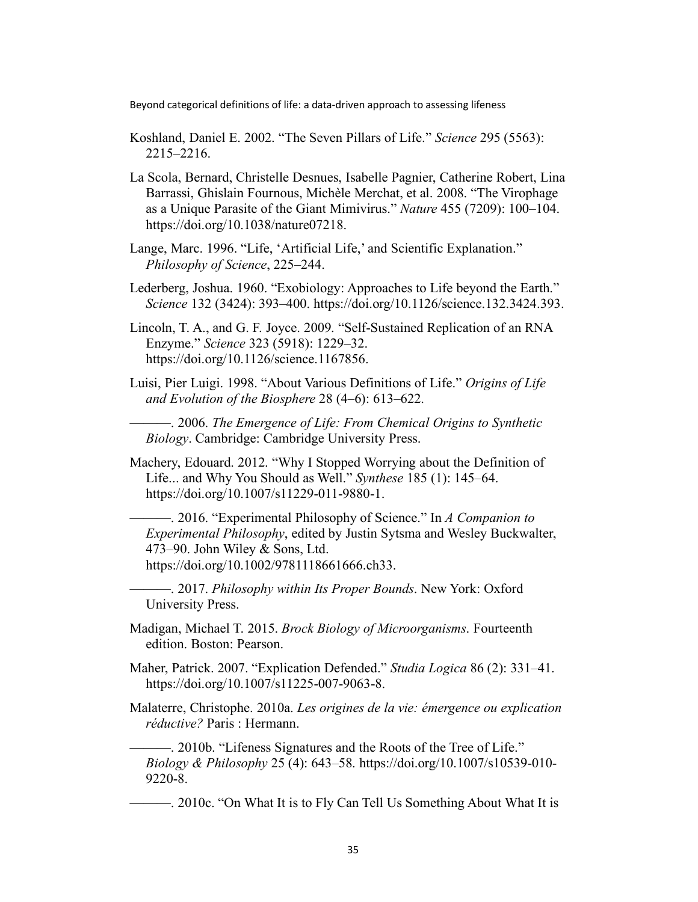Koshland, Daniel E. 2002. “The Seven Pillars of Life.” *Science* 295 (5563): 2215–2216.

La Scola, Bernard, Christelle Desnues, Isabelle Pagnier, Catherine Robert, Lina Barrassi, Ghislain Fournous, Michèle Merchat, et al. 2008. “The Virophage as a Unique Parasite of the Giant Mimivirus.” *Nature* 455 (7209): 100–104. https://doi.org/10.1038/nature07218.

Lange, Marc. 1996. “Life, ‘Artificial Life,’ and Scientific Explanation.” *Philosophy of Science*, 225–244.

Lederberg, Joshua. 1960. “Exobiology: Approaches to Life beyond the Earth.” *Science* 132 (3424): 393–400. https://doi.org/10.1126/science.132.3424.393.

Lincoln, T. A., and G. F. Joyce. 2009. “Self-Sustained Replication of an RNA Enzyme.” *Science* 323 (5918): 1229–32. https://doi.org/10.1126/science.1167856.

Luisi, Pier Luigi. 1998. “About Various Definitions of Life.” *Origins of Life and Evolution of the Biosphere* 28 (4–6): 613–622.

———. 2006. *The Emergence of Life: From Chemical Origins to Synthetic Biology*. Cambridge: Cambridge University Press.

Machery, Edouard. 2012. “Why I Stopped Worrying about the Definition of Life... and Why You Should as Well.” *Synthese* 185 (1): 145–64. https://doi.org/10.1007/s11229-011-9880-1.

———. 2016. “Experimental Philosophy of Science.” In *A Companion to Experimental Philosophy*, edited by Justin Sytsma and Wesley Buckwalter, 473–90. John Wiley & Sons, Ltd. https://doi.org/10.1002/9781118661666.ch33.

———. 2017. *Philosophy within Its Proper Bounds*. New York: Oxford University Press.

Madigan, Michael T. 2015. *Brock Biology of Microorganisms*. Fourteenth edition. Boston: Pearson.

Maher, Patrick. 2007. “Explication Defended.” *Studia Logica* 86 (2): 331–41. https://doi.org/10.1007/s11225-007-9063-8.

Malaterre, Christophe. 2010a. *Les origines de la vie: émergence ou explication réductive?* Paris : Hermann.

———. 2010b. “Lifeness Signatures and the Roots of the Tree of Life.” *Biology & Philosophy* 25 (4): 643–58. https://doi.org/10.1007/s10539-010-9220-8.

———. 2010c. “On What It is to Fly Can Tell Us Something About What It is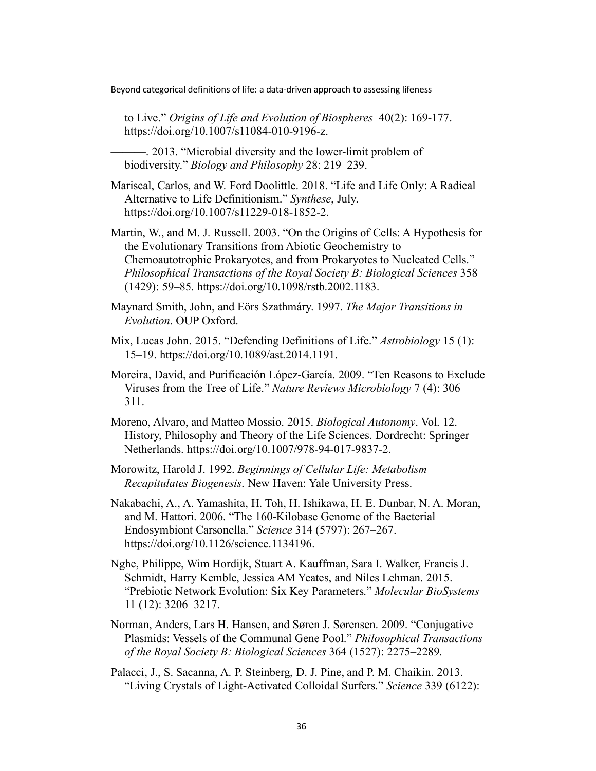to Live." *Origins of Life and Evolution of Biospheres* 40(2): 169-177. https://doi.org/10.1007/s11084-010-9196-z.

———. 2013. "Microbial diversity and the lower-limit problem of biodiversity." *Biology and Philosophy* 28: 219–239.

Mariscal, Carlos, and W. Ford Doolittle. 2018. "Life and Life Only: A Radical Alternative to Life Definitionism." *Synthese*, July. https://doi.org/10.1007/s11229-018-1852-2.

Martin, W., and M. J. Russell. 2003. "On the Origins of Cells: A Hypothesis for the Evolutionary Transitions from Abiotic Geochemistry to Chemoautotrophic Prokaryotes, and from Prokaryotes to Nucleated Cells." *Philosophical Transactions of the Royal Society B: Biological Sciences* 358 (1429): 59–85. https://doi.org/10.1098/rstb.2002.1183.

Maynard Smith, John, and Eörs Szathmáry. 1997. *The Major Transitions in Evolution*. OUP Oxford.

Mix, Lucas John. 2015. "Defending Definitions of Life." *Astrobiology* 15 (1): 15–19. https://doi.org/10.1089/ast.2014.1191.

Moreira, David, and Purificación López-García. 2009. "Ten Reasons to Exclude Viruses from the Tree of Life." *Nature Reviews Microbiology* 7 (4): 306–311.

Moreno, Alvaro, and Matteo Mossio. 2015. *Biological Autonomy*. Vol. 12. History, Philosophy and Theory of the Life Sciences. Dordrecht: Springer Netherlands. https://doi.org/10.1007/978-94-017-9837-2.

Morowitz, Harold J. 1992. *Beginnings of Cellular Life: Metabolism Recapitulates Biogenesis*. New Haven: Yale University Press.

Nakabachi, A., A. Yamashita, H. Toh, H. Ishikawa, H. E. Dunbar, N. A. Moran, and M. Hattori. 2006. "The 160-Kilobase Genome of the Bacterial Endosymbiont Carsonella." *Science* 314 (5797): 267–267. https://doi.org/10.1126/science.1134196.

Nghe, Philippe, Wim Hordijk, Stuart A. Kauffman, Sara I. Walker, Francis J. Schmidt, Harry Kemble, Jessica AM Yeates, and Niles Lehman. 2015. "Prebiotic Network Evolution: Six Key Parameters." *Molecular BioSystems* 11 (12): 3206–3217.

Norman, Anders, Lars H. Hansen, and Søren J. Sørensen. 2009. "Conjugative Plasmids: Vessels of the Communal Gene Pool." *Philosophical Transactions of the Royal Society B: Biological Sciences* 364 (1527): 2275–2289.

Palacci, J., S. Sacanna, A. P. Steinberg, D. J. Pine, and P. M. Chaikin. 2013. "Living Crystals of Light-Activated Colloidal Surfers." *Science* 339 (6122):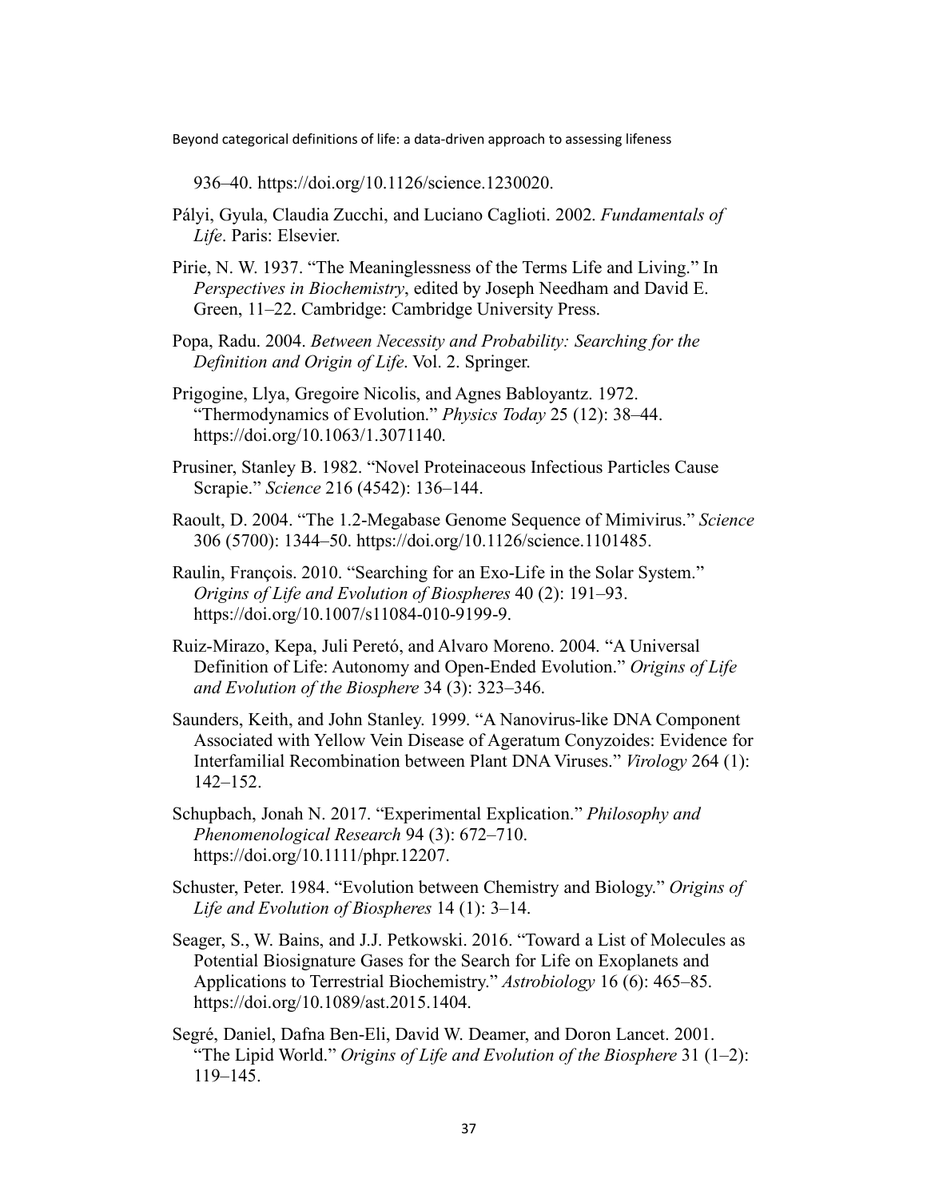936–40. https://doi.org/10.1126/science.1230020.

Pályi, Gyula, Claudia Zucchi, and Luciano Caglioti. 2002. *Fundamentals of Life*. Paris: Elsevier.

Pirie, N. W. 1937. "The Meaninglessness of the Terms Life and Living." In *Perspectives in Biochemistry*, edited by Joseph Needham and David E. Green, 11–22. Cambridge: Cambridge University Press.

Popa, Radu. 2004. *Between Necessity and Probability: Searching for the Definition and Origin of Life*. Vol. 2. Springer.

Prigogine, Llya, Gregoire Nicolis, and Agnes Babloyantz. 1972. "Thermodynamics of Evolution." *Physics Today* 25 (12): 38–44. https://doi.org/10.1063/1.3071140.

Prusiner, Stanley B. 1982. "Novel Proteinaceous Infectious Particles Cause Scrapie." *Science* 216 (4542): 136–144.

Raoult, D. 2004. "The 1.2-Megabase Genome Sequence of Mimivirus." *Science* 306 (5700): 1344–50. https://doi.org/10.1126/science.1101485.

Raulin, François. 2010. "Searching for an Exo-Life in the Solar System." *Origins of Life and Evolution of Biospheres* 40 (2): 191–93. https://doi.org/10.1007/s11084-010-9199-9.

Ruiz-Mirazo, Kepa, Juli Peretó, and Alvaro Moreno. 2004. "A Universal Definition of Life: Autonomy and Open-Ended Evolution." *Origins of Life and Evolution of the Biosphere* 34 (3): 323–346.

Saunders, Keith, and John Stanley. 1999. "A Nanovirus-like DNA Component Associated with Yellow Vein Disease of Ageratum Conyzoides: Evidence for Interfamilial Recombination between Plant DNA Viruses." *Virology* 264 (1): 142–152.

Schupbach, Jonah N. 2017. "Experimental Explication." *Philosophy and Phenomenological Research* 94 (3): 672–710. https://doi.org/10.1111/phpr.12207.

Schuster, Peter. 1984. "Evolution between Chemistry and Biology." *Origins of Life and Evolution of Biospheres* 14 (1): 3–14.

Seager, S., W. Bains, and J.J. Petkowski. 2016. "Toward a List of Molecules as Potential Biosignature Gases for the Search for Life on Exoplanets and Applications to Terrestrial Biochemistry." *Astrobiology* 16 (6): 465–85. https://doi.org/10.1089/ast.2015.1404.

Segré, Daniel, Dafna Ben-Eli, David W. Deamer, and Doron Lancet. 2001. "The Lipid World." *Origins of Life and Evolution of the Biosphere* 31 (1–2): 119–145.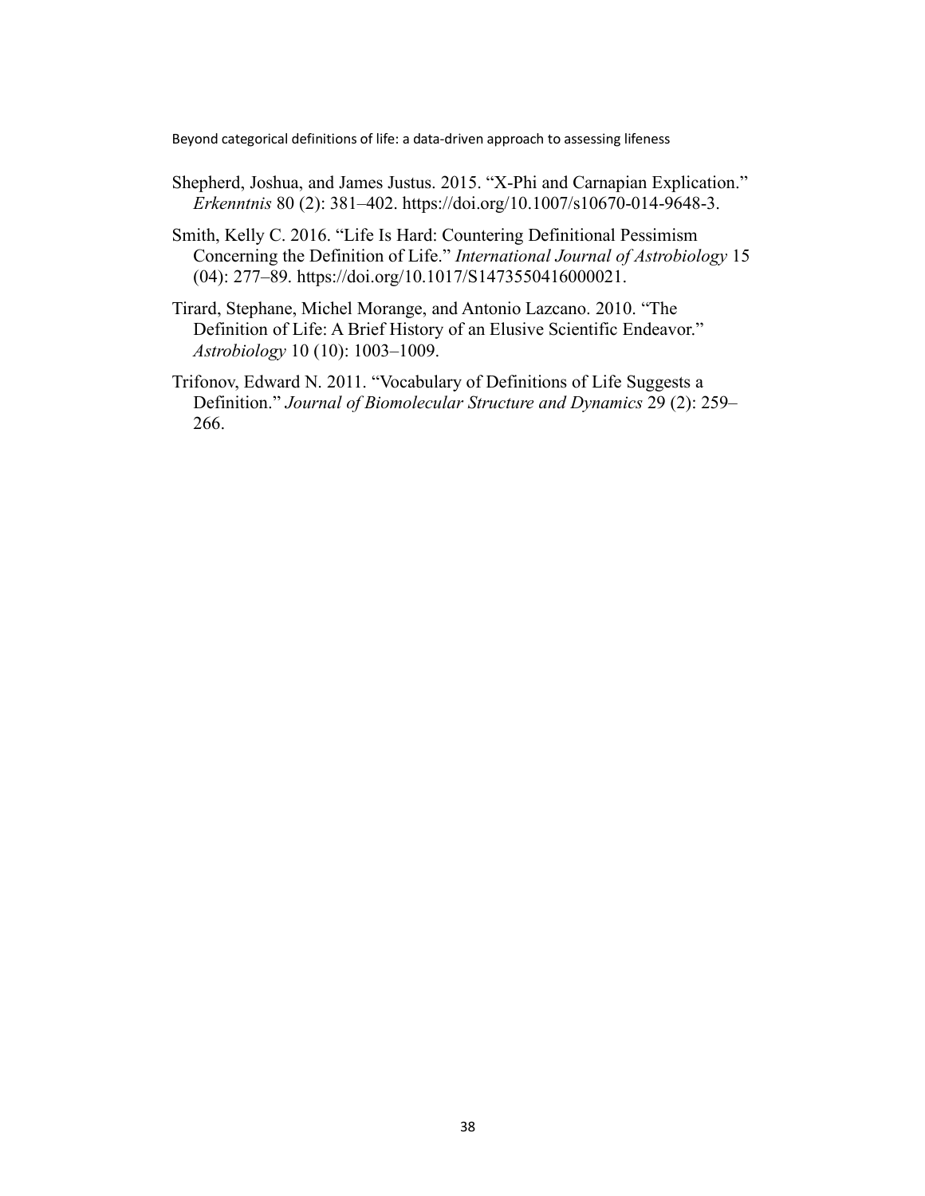Shepherd, Joshua, and James Justus. 2015. "X-Phi and Carnapian Explication." *Erkenntnis* 80 (2): 381–402. https://doi.org/10.1007/s10670-014-9648-3.

Smith, Kelly C. 2016. "Life Is Hard: Countering Definitional Pessimism Concerning the Definition of Life." *International Journal of Astrobiology* 15 (04): 277–89. https://doi.org/10.1017/S1473550416000021.

Tirard, Stephane, Michel Morange, and Antonio Lazcano. 2010. "The Definition of Life: A Brief History of an Elusive Scientific Endeavor." *Astrobiology* 10 (10): 1003–1009.

Trifonov, Edward N. 2011. "Vocabulary of Definitions of Life Suggests a Definition." *Journal of Biomolecular Structure and Dynamics* 29 (2): 259–266.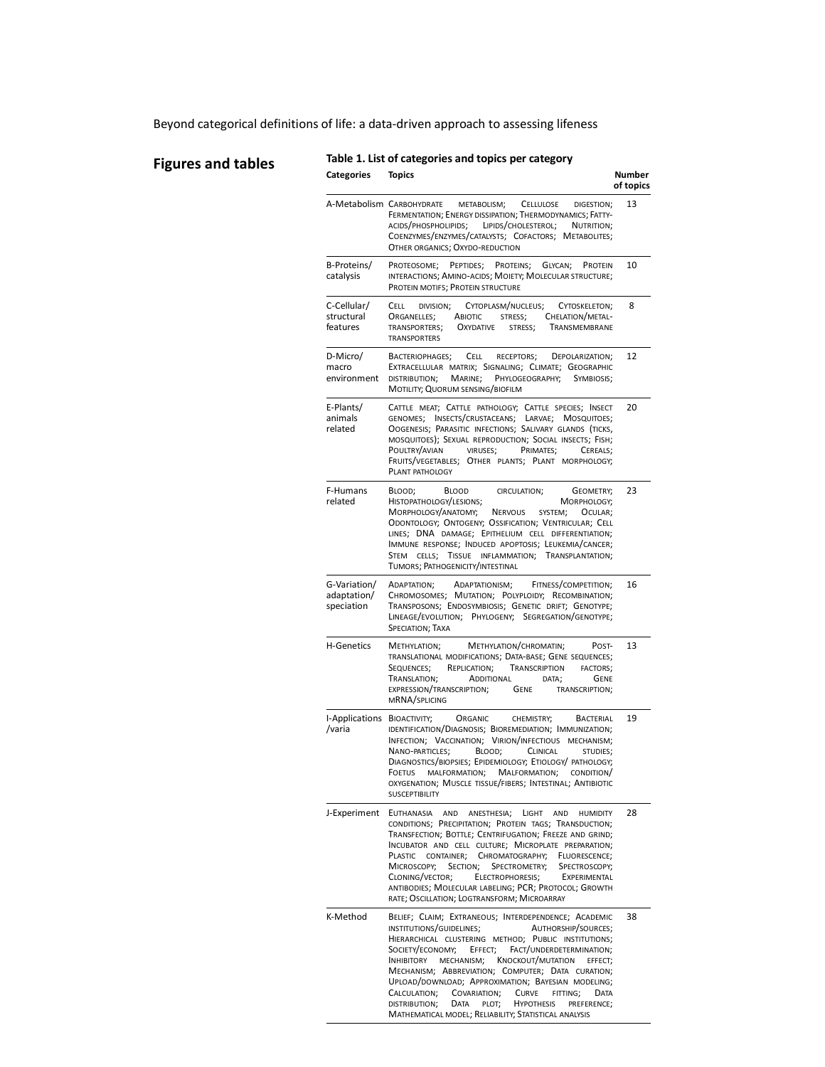Beyond categorical definitions of life: a data-driven approach to assessing lifeness

## Figures and tables

**Table 1. List of categories and topics per category**

| Categories | Topics | Number of topics |
|---|---|---|
| A-Metabolism | Carbohydrate metabolism; Cellulose digestion; Fermentation; Energy dissipation; Thermodynamics; Fatty-acids/phospholipids; Lipids/cholesterol; Nutrition; Coenzymes/enzymes/catalysts; Cofactors; Metabolites; Other organics; Oxydo-reduction | 13 |
| B-Proteins/ catalysis | Proteosome; Peptides; Proteins; Glycan; Protein interactions; Amino-acids; Moiety; Molecular structure; Protein motifs; Protein structure | 10 |
| C-Cellular/ structural features | Cell division; Cytoplasm/nucleus; Cytoskeleton; Organelles; Abiotic stress; Chelation/metal-transporters; Oxydative stress; Transmembrane transporters | 8 |
| D-Micro/ macro environment | Bacteriophages; Cell receptors; Depolarization; Extracellular matrix; Signaling; Climate; Geographic distribution; Marine; Phylogeography; Symbiosis; Motility; Quorum sensing/biofilm | 12 |
| E-Plants/ animals related | Cattle meat; Cattle pathology; Cattle species; Insect genomes; Insects/crustaceans; Larvae; Mosquitoes; Oogenesis; Parasitic infections; Salivary glands (ticks, mosquitoes); Sexual reproduction; Social insects; Fish; Poultry/avian viruses; Primates; Cereals; Fruits/vegetables; Other plants; Plant morphology; Plant pathology | 20 |
| F-Humans related | Blood; Blood circulation; Geometry; Histopathology/lesions; Morphology; Morphology/anatomy; Nervous system; Ocular; Odontology; Ontogeny; Ossification; Ventricular; Cell lines; DNA damage; Epithelium cell differentiation; Immune response; Induced apoptosis; Leukemia/cancer; Stem cells; Tissue inflammation; Transplantation; Tumors; Pathogenicity/intestinal | 23 |
| G-Variation/ adaptation/ speciation | Adaptation; Adaptationism; Fitness/competition; Chromosomes; Mutation; Polyploidy; Recombination; Transposons; Endosymbiosis; Genetic drift; Genotype; Lineage/evolution; Phylogeny; Segregation/genotype; Speciation; Taxa | 16 |
| H-Genetics | Methylation; Methylation/chromatin; Post-translational modifications; Data-base; Gene sequences; Sequences; Replication; Transcription factors; Translation; Additional data; Gene expression/transcription; Gene transcription; mRNA/splicing | 13 |
| I-Applications /varia | Bioactivity; Organic chemistry; Bacterial identification/Diagnosis; Bioremediation; Immunization; Infection; Vaccination; Virion/infectious mechanism; Nano-particles; Blood; Clinical studies; Diagnostics/biopsies; Epidemiology; Etiology/ pathology; Foetus malformation; Malformation; condition/ oxygenation; Muscle tissue/fibers; Intestinal; Antibiotic susceptibility | 19 |
| J-Experiment | Euthanasia and anesthesia; Light and humidity conditions; Precipitation; Protein tags; Transduction; Transfection; Bottle; Centrifugation; Freeze and grind; Incubator and cell culture; Microplate preparation; Plastic container; Chromatography; Fluorescence; Microscopy; Section; Spectrometry; Spectroscopy; Cloning/vector; Electrophoresis; Experimental antibodies; Molecular labeling; PCR; Protocol; Growth rate; Oscillation; Logtransform; Microarray | 28 |
| K-Method | Belief; Claim; Extraneous; Interdependence; Academic institutions/guidelines; Authorship/sources; Hierarchical clustering method; Public institutions; Society/economy; Effect; Fact/underdetermination; Inhibitory mechanism; Knockout/mutation effect; Mechanism; Abbreviation; Computer; Data curation; Upload/download; Approximation; Bayesian modeling; Calculation; Covariation; Curve fitting; Data distribution; Data plot; Hypothesis preference; Mathematical model; Reliability; Statistical analysis | 38 |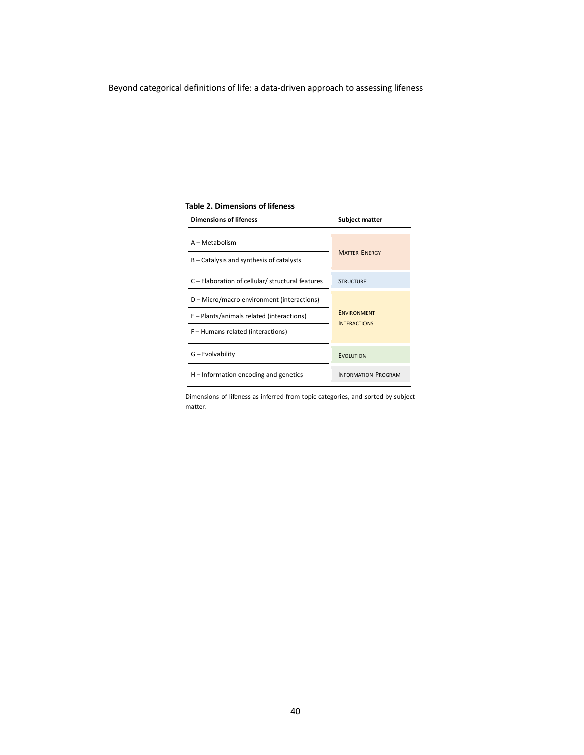**Table 2. Dimensions of lifeness**

| Dimensions of lifeness | Subject matter |
|---|---|
| A – Metabolism | MATTER-ENERGY |
| B – Catalysis and synthesis of catalysts | |
| C – Elaboration of cellular/ structural features | STRUCTURE |
| D – Micro/macro environment (interactions) | ENVIRONMENT INTERACTIONS |
| E – Plants/animals related (interactions) | |
| F – Humans related (interactions) | |
| G – Evolvability | EVOLUTION |
| H – Information encoding and genetics | INFORMATION-PROGRAM |

Dimensions of lifeness as inferred from topic categories, and sorted by subject matter.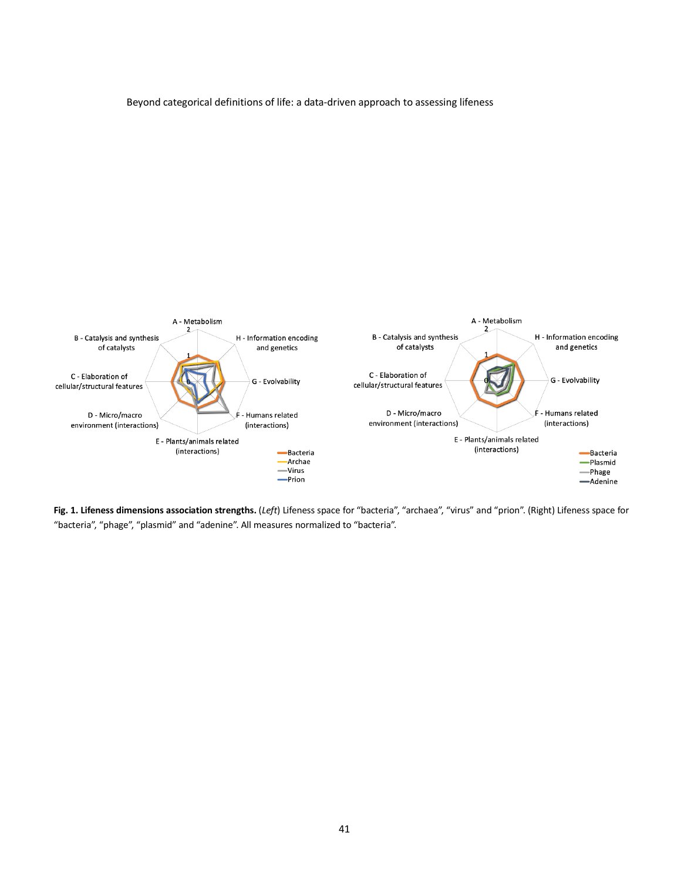**Fig. 1. Lifeness dimensions association strengths.** (*Left*) Lifeness space for "bacteria", "archaea", "virus" and "prion". (Right) Lifeness space for "bacteria", "phage", "plasmid" and "adenine". All measures normalized to "bacteria".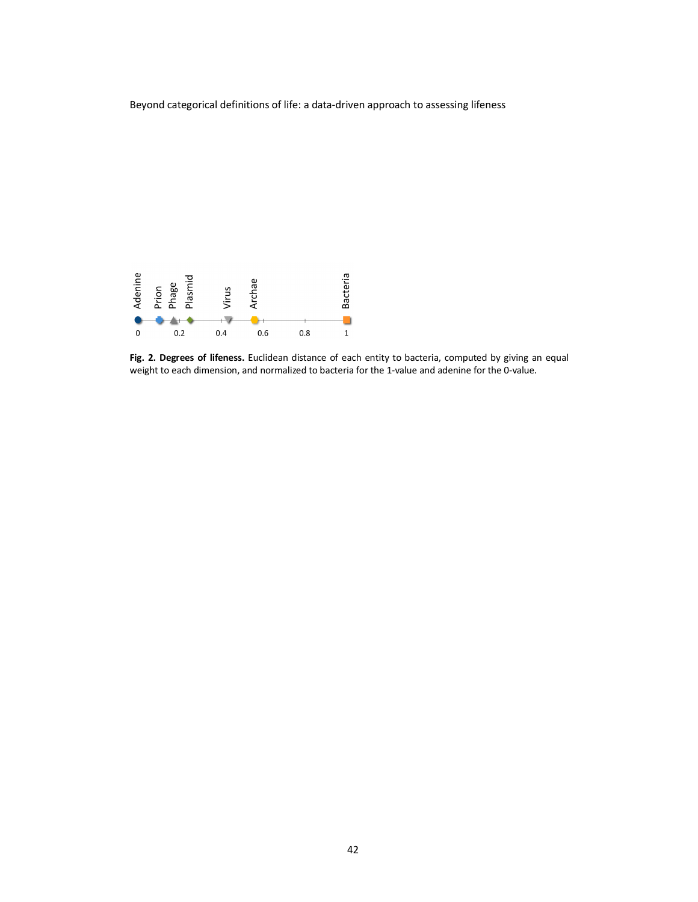Adenine
Prion
Phage
Plasmid
Virus
Archae
Bacteria

0
0.2
0.4
0.6
0.8
1

**Fig. 2. Degrees of lifeness.** Euclidean distance of each entity to bacteria, computed by giving an equal weight to each dimension, and normalized to bacteria for the 1-value and adenine for the 0-value.